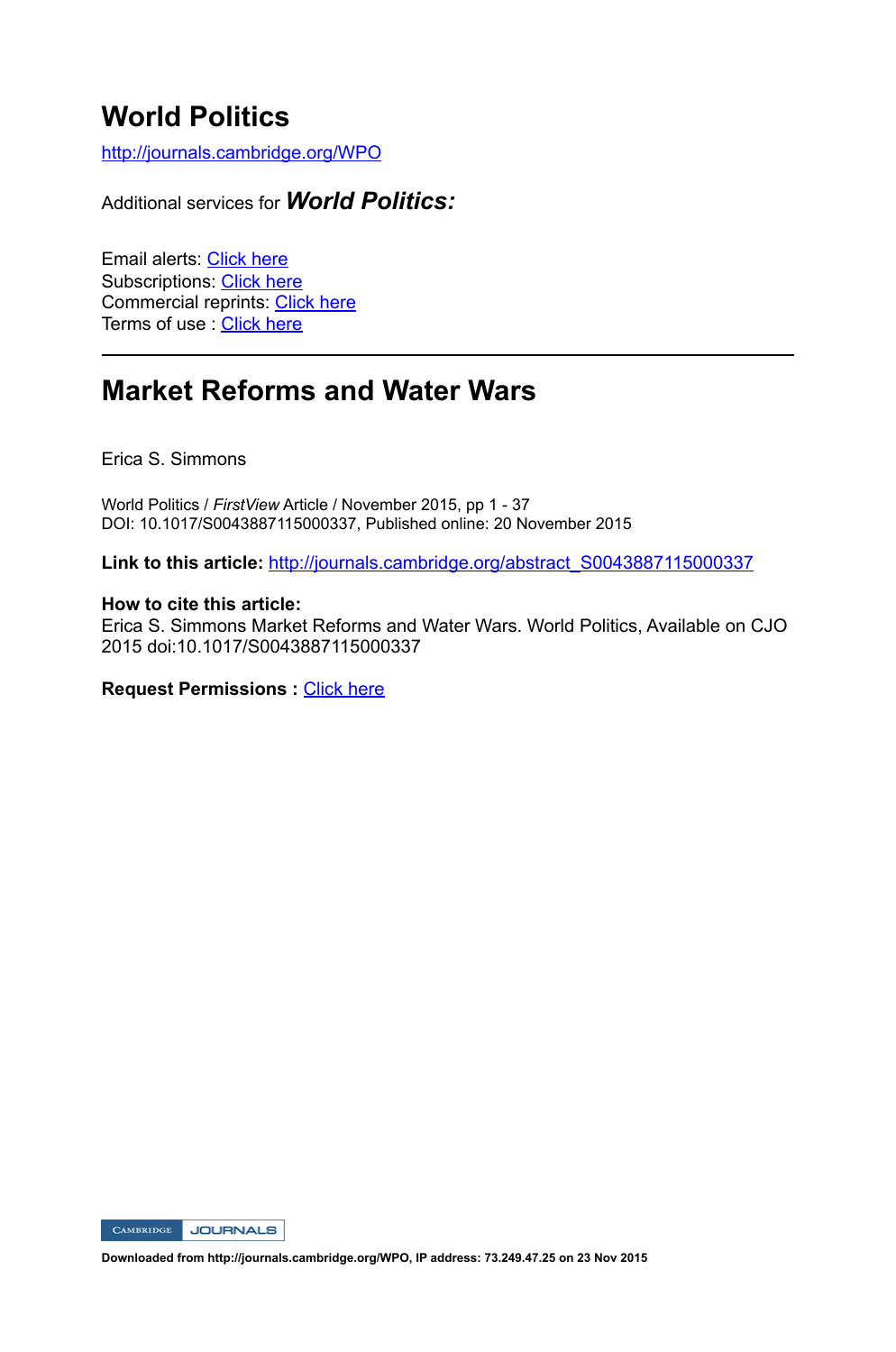# World Politics

http://journals.cambridge.org/WPO

Additional services for ***World Politics:***

Email alerts: Click here
Subscriptions: Click here
Commercial reprints: Click here
Terms of use : Click here

---

# Market Reforms and Water Wars

Erica S. Simmons

World Politics / *FirstView* Article / November 2015, pp 1 - 37
DOI: 10.1017/S0043887115000337, Published online: 20 November 2015

**Link to this article:** http://journals.cambridge.org/abstract_S0043887115000337

**How to cite this article:**
Erica S. Simmons Market Reforms and Water Wars. World Politics, Available on CJO 2015 doi:10.1017/S0043887115000337

**Request Permissions :** Click here

**Downloaded from http://journals.cambridge.org/WPO, IP address: 73.249.47.25 on 23 Nov 2015**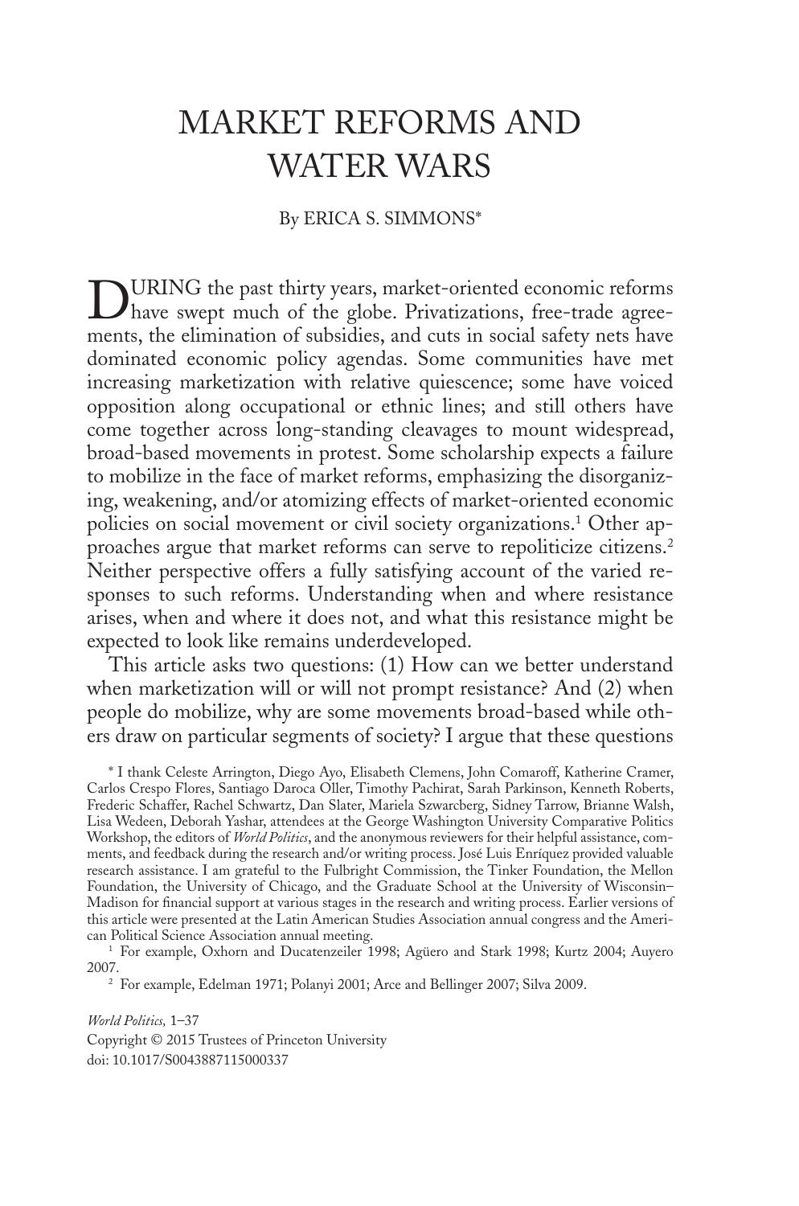# MARKET REFORMS AND WATER WARS

By ERICA S. SIMMONS*

DURING the past thirty years, market-oriented economic reforms have swept much of the globe. Privatizations, free-trade agreements, the elimination of subsidies, and cuts in social safety nets have dominated economic policy agendas. Some communities have met increasing marketization with relative quiescence; some have voiced opposition along occupational or ethnic lines; and still others have come together across long-standing cleavages to mount widespread, broad-based movements in protest. Some scholarship expects a failure to mobilize in the face of market reforms, emphasizing the disorganizing, weakening, and/or atomizing effects of market-oriented economic policies on social movement or civil society organizations.[1] Other approaches argue that market reforms can serve to repoliticize citizens.[2] Neither perspective offers a fully satisfying account of the varied responses to such reforms. Understanding when and where resistance arises, when and where it does not, and what this resistance might be expected to look like remains underdeveloped.

This article asks two questions: (1) How can we better understand when marketization will or will not prompt resistance? And (2) when people do mobilize, why are some movements broad-based while others draw on particular segments of society? I argue that these questions

\* I thank Celeste Arrington, Diego Ayo, Elisabeth Clemens, John Comaroff, Katherine Cramer, Carlos Crespo Flores, Santiago Daroca Oller, Timothy Pachirat, Sarah Parkinson, Kenneth Roberts, Frederic Schaffer, Rachel Schwartz, Dan Slater, Mariela Szwarcberg, Sidney Tarrow, Brianne Walsh, Lisa Wedeen, Deborah Yashar, attendees at the George Washington University Comparative Politics Workshop, the editors of *World Politics*, and the anonymous reviewers for their helpful assistance, comments, and feedback during the research and/or writing process. José Luis Enríquez provided valuable research assistance. I am grateful to the Fulbright Commission, the Tinker Foundation, the Mellon Foundation, the University of Chicago, and the Graduate School at the University of Wisconsin–Madison for financial support at various stages in the research and writing process. Earlier versions of this article were presented at the Latin American Studies Association annual congress and the American Political Science Association annual meeting.

[1] For example, Oxhorn and Ducatenzeiler 1998; Agüero and Stark 1998; Kurtz 2004; Auyero 2007.

[2] For example, Edelman 1971; Polanyi 2001; Arce and Bellinger 2007; Silva 2009.

*World Politics*, 1–37
Copyright © 2015 Trustees of Princeton University
doi: 10.1017/S0043887115000337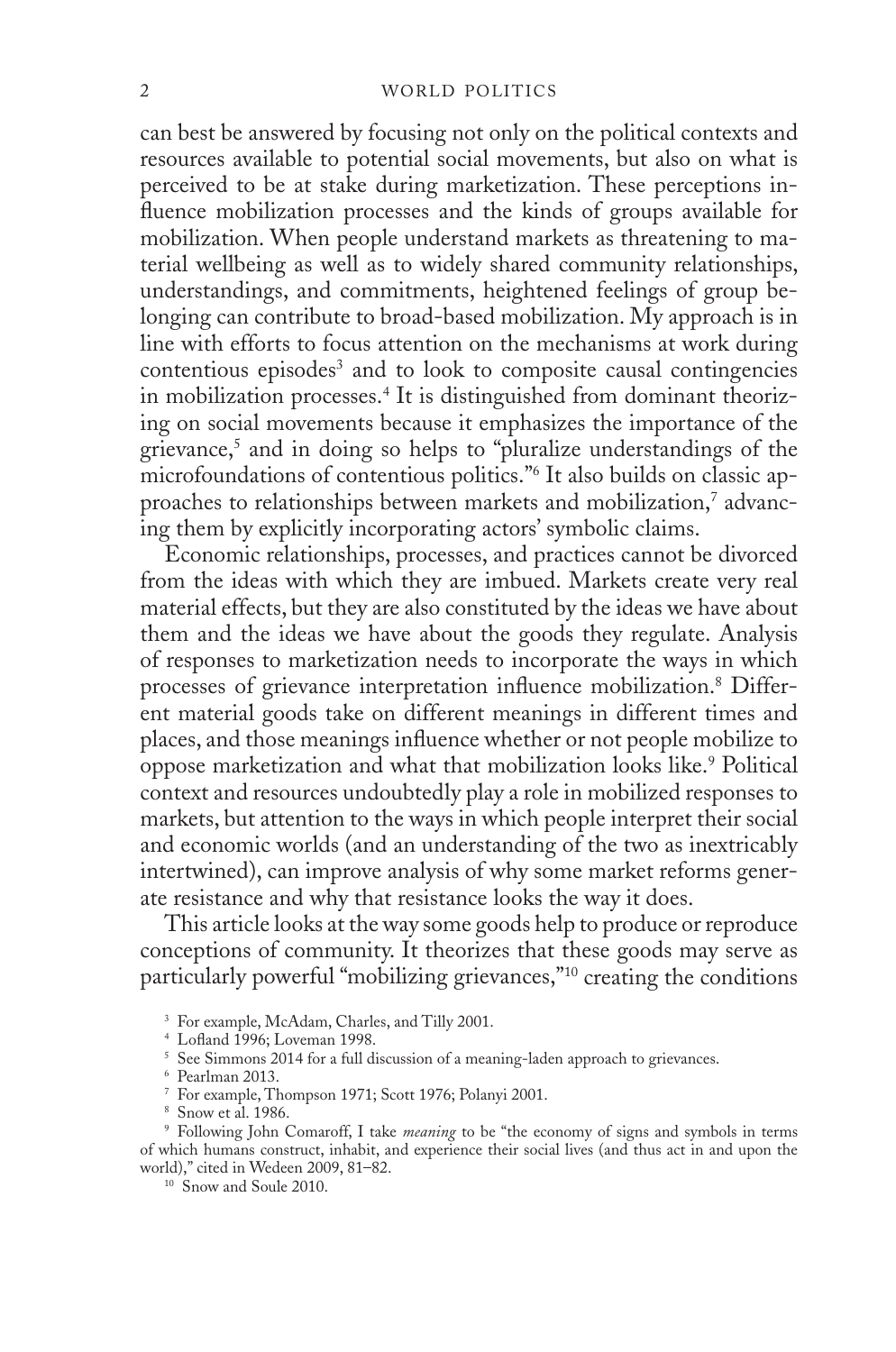can best be answered by focusing not only on the political contexts and resources available to potential social movements, but also on what is perceived to be at stake during marketization. These perceptions influence mobilization processes and the kinds of groups available for mobilization. When people understand markets as threatening to material wellbeing as well as to widely shared community relationships, understandings, and commitments, heightened feelings of group belonging can contribute to broad-based mobilization. My approach is in line with efforts to focus attention on the mechanisms at work during contentious episodes[3] and to look to composite causal contingencies in mobilization processes.[4] It is distinguished from dominant theorizing on social movements because it emphasizes the importance of the grievance,[5] and in doing so helps to "pluralize understandings of the microfoundations of contentious politics."[6] It also builds on classic approaches to relationships between markets and mobilization,[7] advancing them by explicitly incorporating actors' symbolic claims.

Economic relationships, processes, and practices cannot be divorced from the ideas with which they are imbued. Markets create very real material effects, but they are also constituted by the ideas we have about them and the ideas we have about the goods they regulate. Analysis of responses to marketization needs to incorporate the ways in which processes of grievance interpretation influence mobilization.[8] Different material goods take on different meanings in different times and places, and those meanings influence whether or not people mobilize to oppose marketization and what that mobilization looks like.[9] Political context and resources undoubtedly play a role in mobilized responses to markets, but attention to the ways in which people interpret their social and economic worlds (and an understanding of the two as inextricably intertwined), can improve analysis of why some market reforms generate resistance and why that resistance looks the way it does.

This article looks at the way some goods help to produce or reproduce conceptions of community. It theorizes that these goods may serve as particularly powerful "mobilizing grievances,"[10] creating the conditions

[3] For example, McAdam, Charles, and Tilly 2001.

[4] Lofland 1996; Loveman 1998.

[5] See Simmons 2014 for a full discussion of a meaning-laden approach to grievances.

[6] Pearlman 2013.

[7] For example, Thompson 1971; Scott 1976; Polanyi 2001.

[8] Snow et al. 1986.

[9] Following John Comaroff, I take *meaning* to be "the economy of signs and symbols in terms of which humans construct, inhabit, and experience their social lives (and thus act in and upon the world)," cited in Wedeen 2009, 81–82.

[10] Snow and Soule 2010.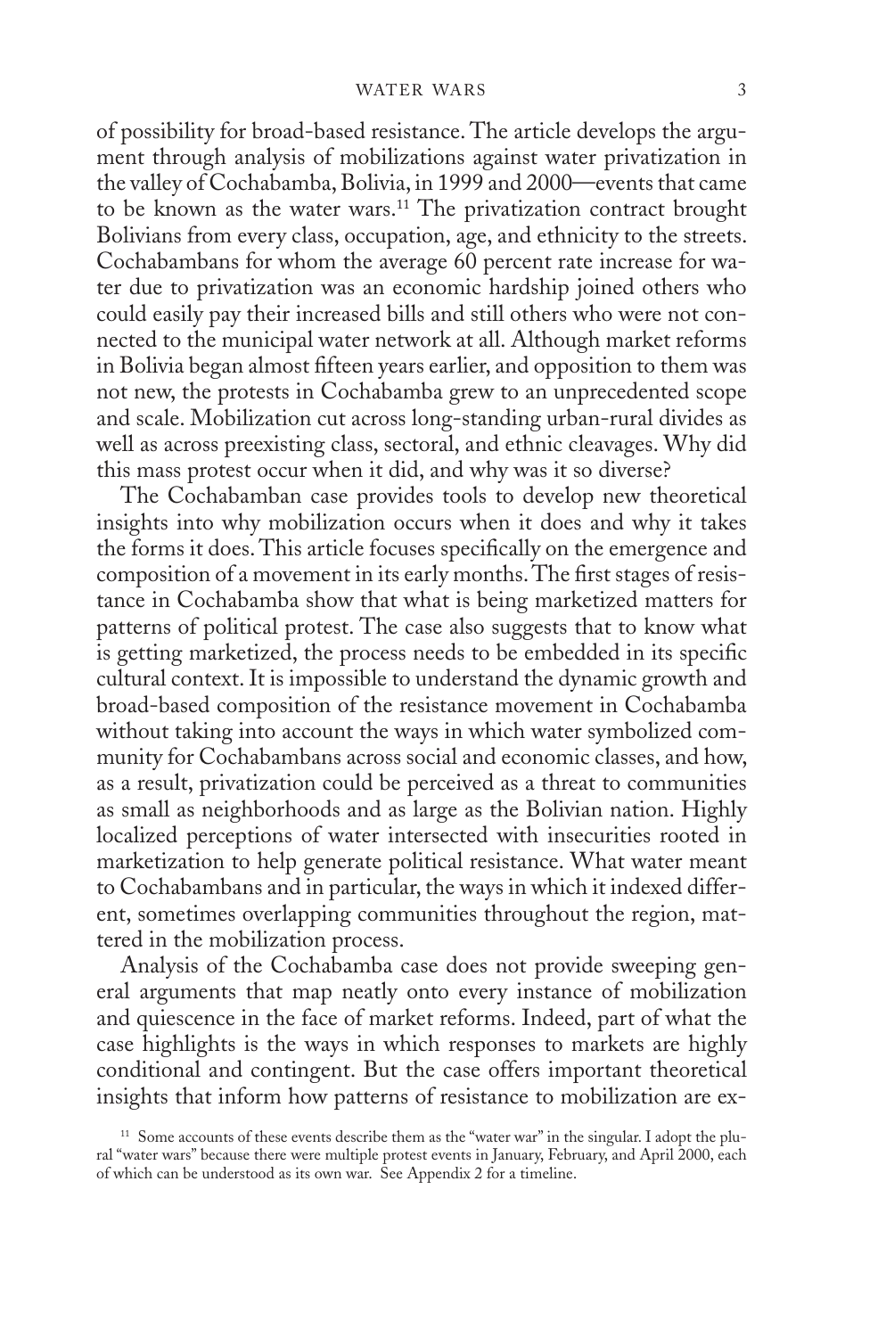of possibility for broad-based resistance. The article develops the argument through analysis of mobilizations against water privatization in the valley of Cochabamba, Bolivia, in 1999 and 2000—events that came to be known as the water wars.[11] The privatization contract brought Bolivians from every class, occupation, age, and ethnicity to the streets. Cochabambans for whom the average 60 percent rate increase for water due to privatization was an economic hardship joined others who could easily pay their increased bills and still others who were not connected to the municipal water network at all. Although market reforms in Bolivia began almost fifteen years earlier, and opposition to them was not new, the protests in Cochabamba grew to an unprecedented scope and scale. Mobilization cut across long-standing urban-rural divides as well as across preexisting class, sectoral, and ethnic cleavages. Why did this mass protest occur when it did, and why was it so diverse?

The Cochabamban case provides tools to develop new theoretical insights into why mobilization occurs when it does and why it takes the forms it does. This article focuses specifically on the emergence and composition of a movement in its early months. The first stages of resistance in Cochabamba show that what is being marketized matters for patterns of political protest. The case also suggests that to know what is getting marketized, the process needs to be embedded in its specific cultural context. It is impossible to understand the dynamic growth and broad-based composition of the resistance movement in Cochabamba without taking into account the ways in which water symbolized community for Cochabambans across social and economic classes, and how, as a result, privatization could be perceived as a threat to communities as small as neighborhoods and as large as the Bolivian nation. Highly localized perceptions of water intersected with insecurities rooted in marketization to help generate political resistance. What water meant to Cochabambans and in particular, the ways in which it indexed different, sometimes overlapping communities throughout the region, mattered in the mobilization process.

Analysis of the Cochabamba case does not provide sweeping general arguments that map neatly onto every instance of mobilization and quiescence in the face of market reforms. Indeed, part of what the case highlights is the ways in which responses to markets are highly conditional and contingent. But the case offers important theoretical insights that inform how patterns of resistance to mobilization are ex-

[11] Some accounts of these events describe them as the "water war" in the singular. I adopt the plural "water wars" because there were multiple protest events in January, February, and April 2000, each of which can be understood as its own war. See Appendix 2 for a timeline.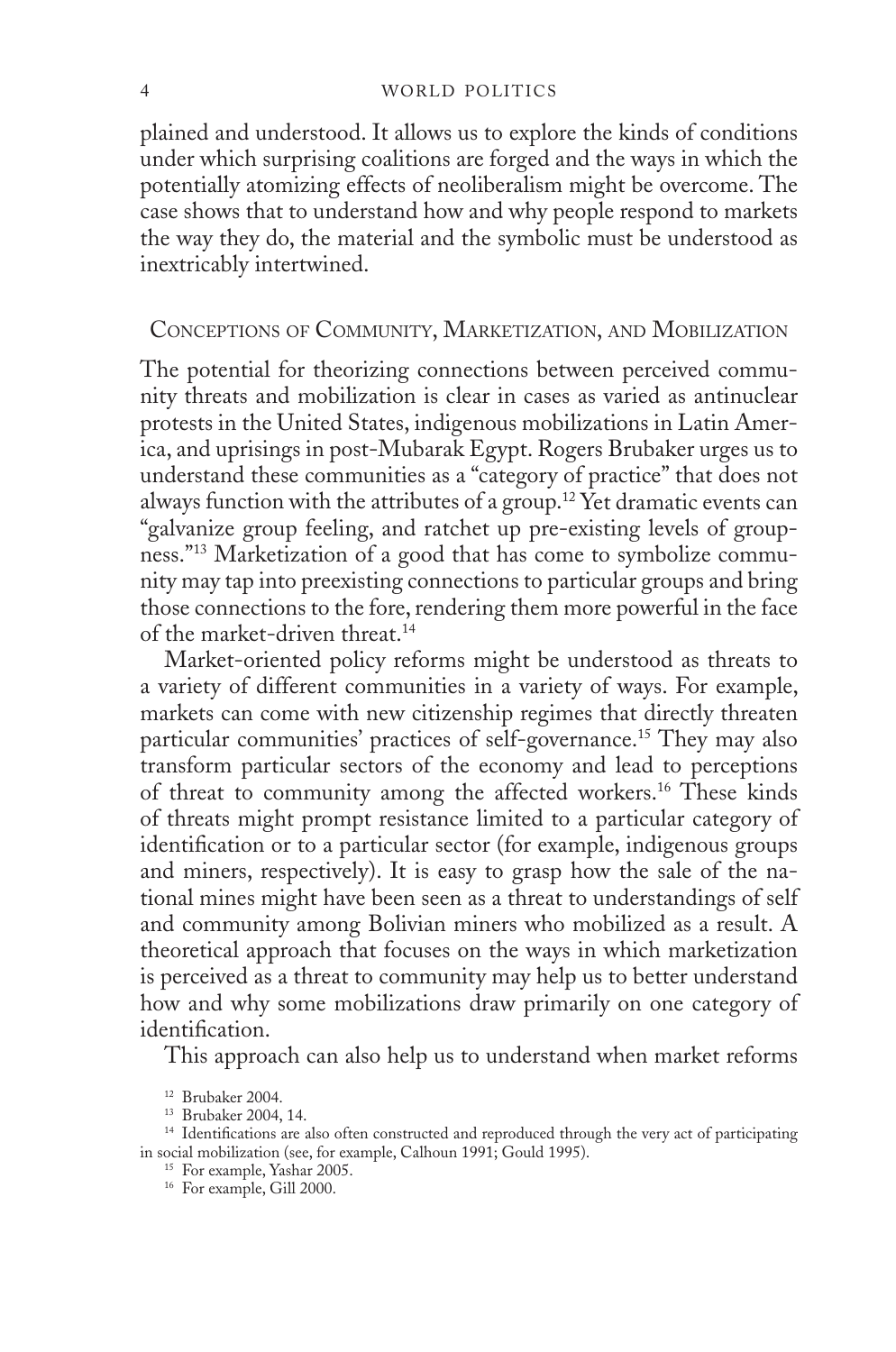plained and understood. It allows us to explore the kinds of conditions under which surprising coalitions are forged and the ways in which the potentially atomizing effects of neoliberalism might be overcome. The case shows that to understand how and why people respond to markets the way they do, the material and the symbolic must be understood as inextricably intertwined.

## Conceptions of Community, Marketization, and Mobilization

The potential for theorizing connections between perceived community threats and mobilization is clear in cases as varied as antinuclear protests in the United States, indigenous mobilizations in Latin America, and uprisings in post-Mubarak Egypt. Rogers Brubaker urges us to understand these communities as a "category of practice" that does not always function with the attributes of a group.[12] Yet dramatic events can "galvanize group feeling, and ratchet up pre-existing levels of groupness."[13] Marketization of a good that has come to symbolize community may tap into preexisting connections to particular groups and bring those connections to the fore, rendering them more powerful in the face of the market-driven threat.[14]

Market-oriented policy reforms might be understood as threats to a variety of different communities in a variety of ways. For example, markets can come with new citizenship regimes that directly threaten particular communities' practices of self-governance.[15] They may also transform particular sectors of the economy and lead to perceptions of threat to community among the affected workers.[16] These kinds of threats might prompt resistance limited to a particular category of identification or to a particular sector (for example, indigenous groups and miners, respectively). It is easy to grasp how the sale of the national mines might have been seen as a threat to understandings of self and community among Bolivian miners who mobilized as a result. A theoretical approach that focuses on the ways in which marketization is perceived as a threat to community may help us to better understand how and why some mobilizations draw primarily on one category of identification.

This approach can also help us to understand when market reforms

[12] Brubaker 2004.

[13] Brubaker 2004, 14.

[14] Identifications are also often constructed and reproduced through the very act of participating in social mobilization (see, for example, Calhoun 1991; Gould 1995).

[15] For example, Yashar 2005.

[16] For example, Gill 2000.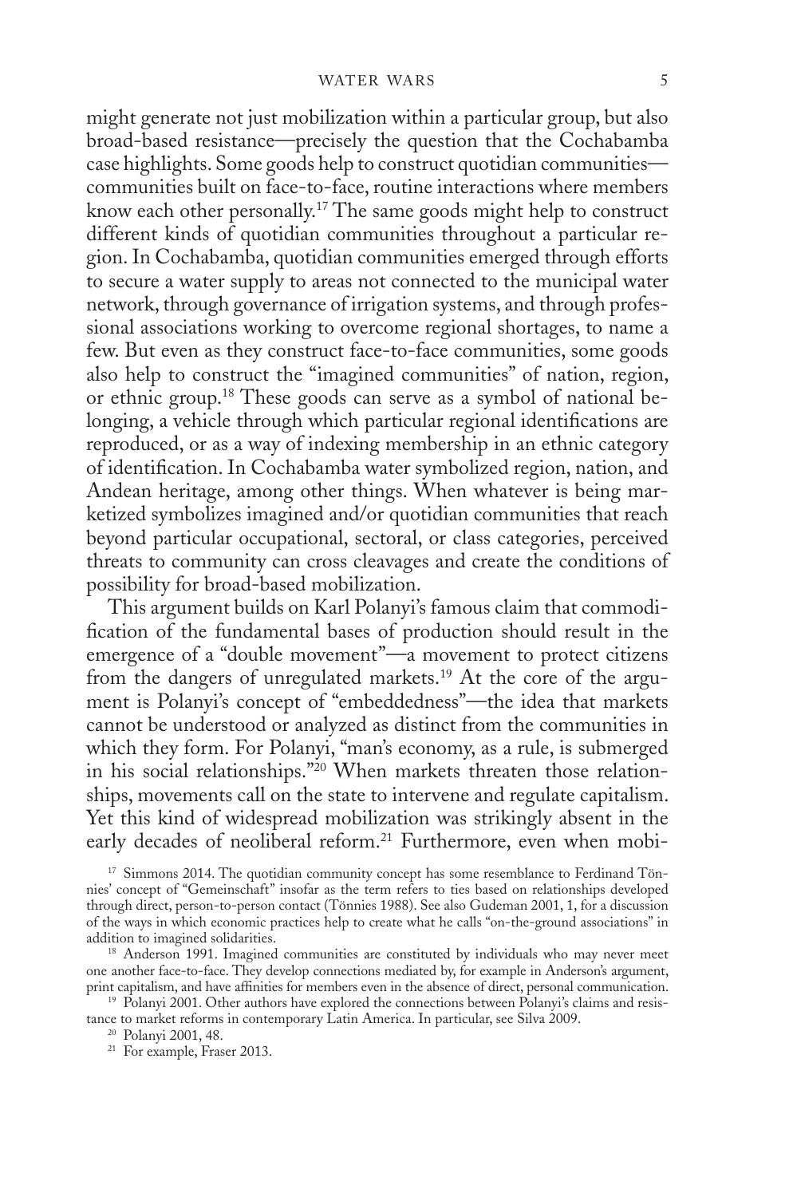might generate not just mobilization within a particular group, but also broad-based resistance—precisely the question that the Cochabamba case highlights. Some goods help to construct quotidian communities—communities built on face-to-face, routine interactions where members know each other personally.[17] The same goods might help to construct different kinds of quotidian communities throughout a particular region. In Cochabamba, quotidian communities emerged through efforts to secure a water supply to areas not connected to the municipal water network, through governance of irrigation systems, and through professional associations working to overcome regional shortages, to name a few. But even as they construct face-to-face communities, some goods also help to construct the "imagined communities" of nation, region, or ethnic group.[18] These goods can serve as a symbol of national belonging, a vehicle through which particular regional identifications are reproduced, or as a way of indexing membership in an ethnic category of identification. In Cochabamba water symbolized region, nation, and Andean heritage, among other things. When whatever is being marketized symbolizes imagined and/or quotidian communities that reach beyond particular occupational, sectoral, or class categories, perceived threats to community can cross cleavages and create the conditions of possibility for broad-based mobilization.

This argument builds on Karl Polanyi's famous claim that commodification of the fundamental bases of production should result in the emergence of a "double movement"—a movement to protect citizens from the dangers of unregulated markets.[19] At the core of the argument is Polanyi's concept of "embeddedness"—the idea that markets cannot be understood or analyzed as distinct from the communities in which they form. For Polanyi, "man's economy, as a rule, is submerged in his social relationships."[20] When markets threaten those relationships, movements call on the state to intervene and regulate capitalism. Yet this kind of widespread mobilization was strikingly absent in the early decades of neoliberal reform.[21] Furthermore, even when mobi-

[17] Simmons 2014. The quotidian community concept has some resemblance to Ferdinand Tönnies' concept of "Gemeinschaft" insofar as the term refers to ties based on relationships developed through direct, person-to-person contact (Tönnies 1988). See also Gudeman 2001, 1, for a discussion of the ways in which economic practices help to create what he calls "on-the-ground associations" in addition to imagined solidarities.

[18] Anderson 1991. Imagined communities are constituted by individuals who may never meet one another face-to-face. They develop connections mediated by, for example in Anderson's argument, print capitalism, and have affinities for members even in the absence of direct, personal communication.

[19] Polanyi 2001. Other authors have explored the connections between Polanyi's claims and resistance to market reforms in contemporary Latin America. In particular, see Silva 2009.

[20] Polanyi 2001, 48.

[21] For example, Fraser 2013.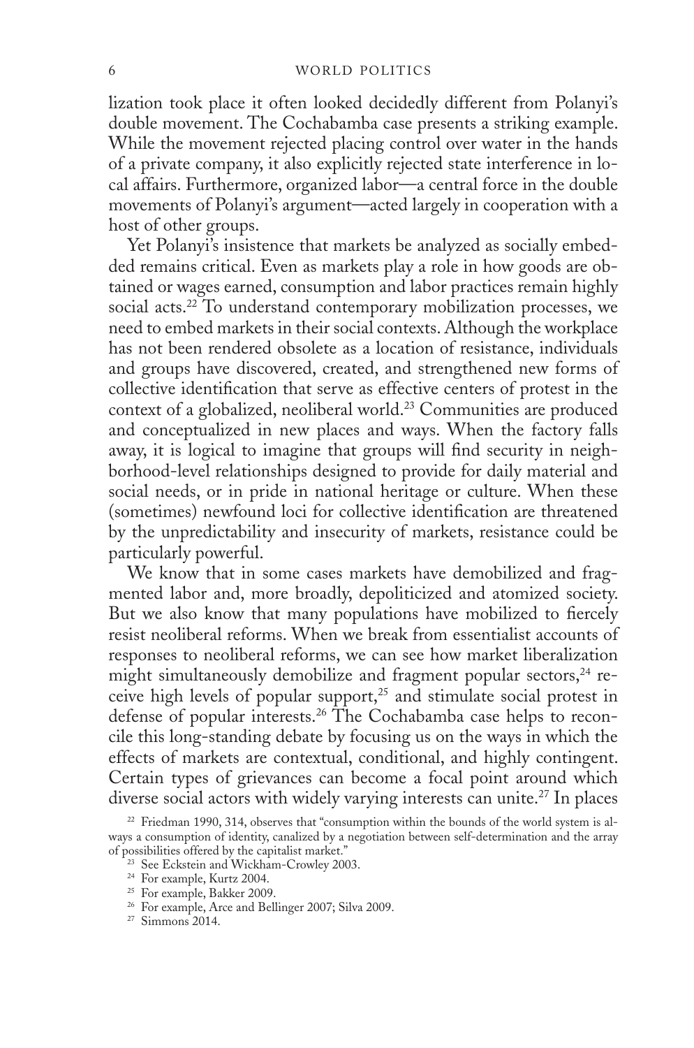lization took place it often looked decidedly different from Polanyi's double movement. The Cochabamba case presents a striking example. While the movement rejected placing control over water in the hands of a private company, it also explicitly rejected state interference in local affairs. Furthermore, organized labor—a central force in the double movements of Polanyi's argument—acted largely in cooperation with a host of other groups.

Yet Polanyi's insistence that markets be analyzed as socially embedded remains critical. Even as markets play a role in how goods are obtained or wages earned, consumption and labor practices remain highly social acts.[22] To understand contemporary mobilization processes, we need to embed markets in their social contexts. Although the workplace has not been rendered obsolete as a location of resistance, individuals and groups have discovered, created, and strengthened new forms of collective identification that serve as effective centers of protest in the context of a globalized, neoliberal world.[23] Communities are produced and conceptualized in new places and ways. When the factory falls away, it is logical to imagine that groups will find security in neighborhood-level relationships designed to provide for daily material and social needs, or in pride in national heritage or culture. When these (sometimes) newfound loci for collective identification are threatened by the unpredictability and insecurity of markets, resistance could be particularly powerful.

We know that in some cases markets have demobilized and fragmented labor and, more broadly, depoliticized and atomized society. But we also know that many populations have mobilized to fiercely resist neoliberal reforms. When we break from essentialist accounts of responses to neoliberal reforms, we can see how market liberalization might simultaneously demobilize and fragment popular sectors,[24] receive high levels of popular support,[25] and stimulate social protest in defense of popular interests.[26] The Cochabamba case helps to reconcile this long-standing debate by focusing us on the ways in which the effects of markets are contextual, conditional, and highly contingent. Certain types of grievances can become a focal point around which diverse social actors with widely varying interests can unite.[27] In places

[22] Friedman 1990, 314, observes that "consumption within the bounds of the world system is always a consumption of identity, canalized by a negotiation between self-determination and the array of possibilities offered by the capitalist market."

[23] See Eckstein and Wickham-Crowley 2003.

[24] For example, Kurtz 2004.

[25] For example, Bakker 2009.

[26] For example, Arce and Bellinger 2007; Silva 2009.

[27] Simmons 2014.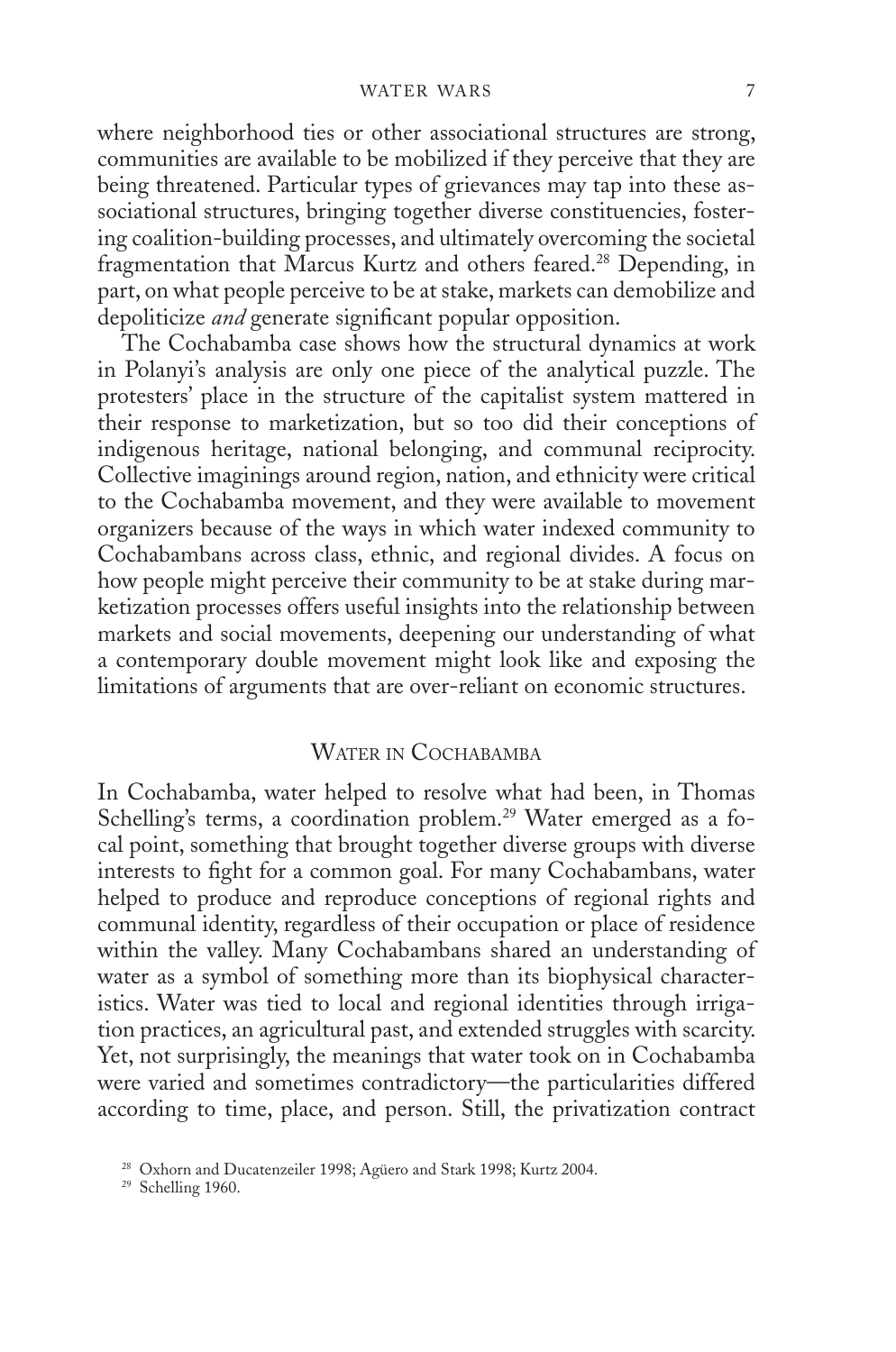where neighborhood ties or other associational structures are strong, communities are available to be mobilized if they perceive that they are being threatened. Particular types of grievances may tap into these associational structures, bringing together diverse constituencies, fostering coalition-building processes, and ultimately overcoming the societal fragmentation that Marcus Kurtz and others feared.[28] Depending, in part, on what people perceive to be at stake, markets can demobilize and depoliticize *and* generate significant popular opposition.

The Cochabamba case shows how the structural dynamics at work in Polanyi's analysis are only one piece of the analytical puzzle. The protesters' place in the structure of the capitalist system mattered in their response to marketization, but so too did their conceptions of indigenous heritage, national belonging, and communal reciprocity. Collective imaginings around region, nation, and ethnicity were critical to the Cochabamba movement, and they were available to movement organizers because of the ways in which water indexed community to Cochabambans across class, ethnic, and regional divides. A focus on how people might perceive their community to be at stake during marketization processes offers useful insights into the relationship between markets and social movements, deepening our understanding of what a contemporary double movement might look like and exposing the limitations of arguments that are over-reliant on economic structures.

## Water in Cochabamba

In Cochabamba, water helped to resolve what had been, in Thomas Schelling's terms, a coordination problem.[29] Water emerged as a focal point, something that brought together diverse groups with diverse interests to fight for a common goal. For many Cochabambans, water helped to produce and reproduce conceptions of regional rights and communal identity, regardless of their occupation or place of residence within the valley. Many Cochabambans shared an understanding of water as a symbol of something more than its biophysical characteristics. Water was tied to local and regional identities through irrigation practices, an agricultural past, and extended struggles with scarcity. Yet, not surprisingly, the meanings that water took on in Cochabamba were varied and sometimes contradictory—the particularities differed according to time, place, and person. Still, the privatization contract

[28] Oxhorn and Ducatenzeiler 1998; Agüero and Stark 1998; Kurtz 2004.

[29] Schelling 1960.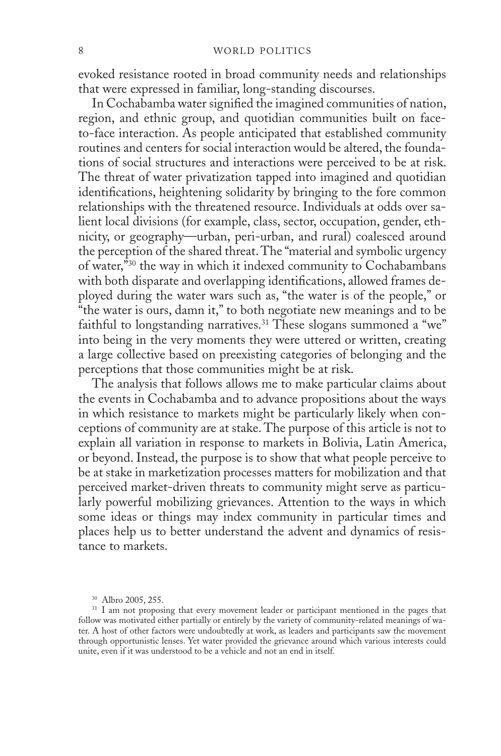evoked resistance rooted in broad community needs and relationships that were expressed in familiar, long-standing discourses.

In Cochabamba water signified the imagined communities of nation, region, and ethnic group, and quotidian communities built on face-to-face interaction. As people anticipated that established community routines and centers for social interaction would be altered, the foundations of social structures and interactions were perceived to be at risk. The threat of water privatization tapped into imagined and quotidian identifications, heightening solidarity by bringing to the fore common relationships with the threatened resource. Individuals at odds over salient local divisions (for example, class, sector, occupation, gender, ethnicity, or geography—urban, peri-urban, and rural) coalesced around the perception of the shared threat. The "material and symbolic urgency of water,"[30] the way in which it indexed community to Cochabambans with both disparate and overlapping identifications, allowed frames deployed during the water wars such as, "the water is of the people," or "the water is ours, damn it," to both negotiate new meanings and to be faithful to longstanding narratives.[31] These slogans summoned a "we" into being in the very moments they were uttered or written, creating a large collective based on preexisting categories of belonging and the perceptions that those communities might be at risk.

The analysis that follows allows me to make particular claims about the events in Cochabamba and to advance propositions about the ways in which resistance to markets might be particularly likely when conceptions of community are at stake. The purpose of this article is not to explain all variation in response to markets in Bolivia, Latin America, or beyond. Instead, the purpose is to show that what people perceive to be at stake in marketization processes matters for mobilization and that perceived market-driven threats to community might serve as particularly powerful mobilizing grievances. Attention to the ways in which some ideas or things may index community in particular times and places help us to better understand the advent and dynamics of resistance to markets.

[30] Albro 2005, 255.

[31] I am not proposing that every movement leader or participant mentioned in the pages that follow was motivated either partially or entirely by the variety of community-related meanings of water. A host of other factors were undoubtedly at work, as leaders and participants saw the movement through opportunistic lenses. Yet water provided the grievance around which various interests could unite, even if it was understood to be a vehicle and not an end in itself.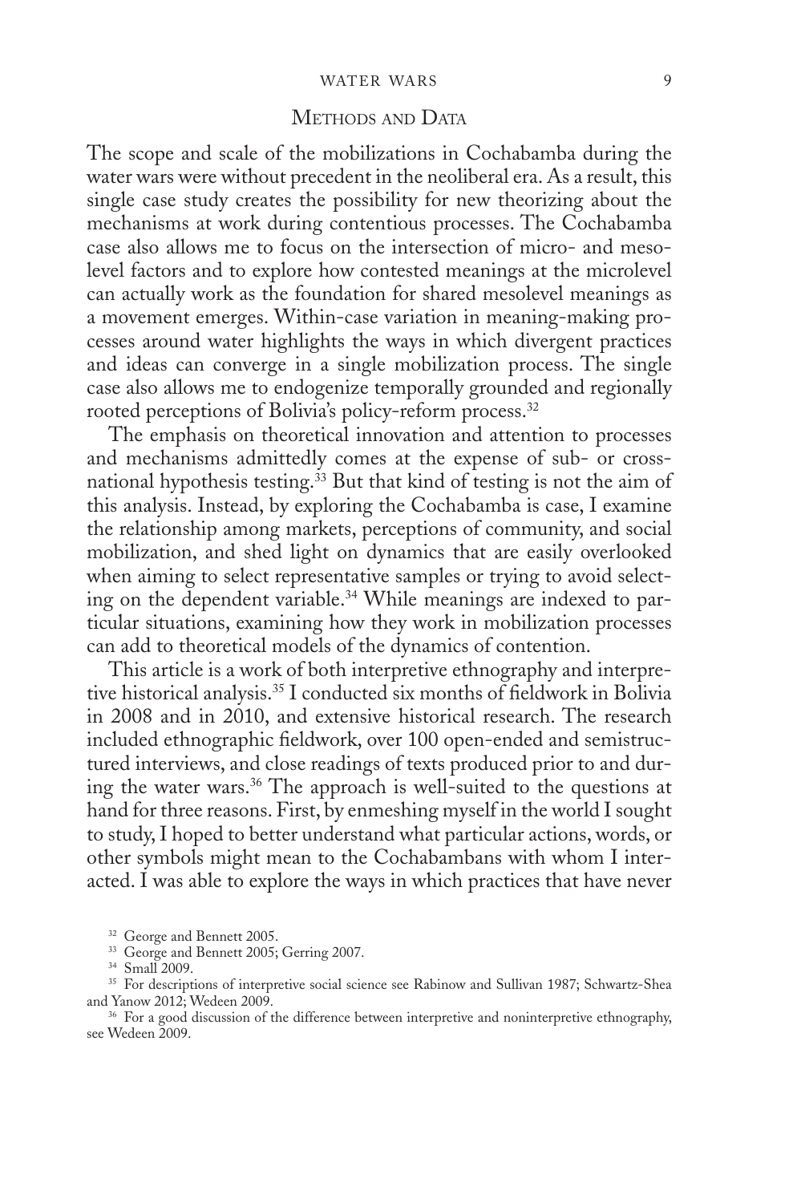## Methods and Data

The scope and scale of the mobilizations in Cochabamba during the water wars were without precedent in the neoliberal era. As a result, this single case study creates the possibility for new theorizing about the mechanisms at work during contentious processes. The Cochabamba case also allows me to focus on the intersection of micro- and mesolevel factors and to explore how contested meanings at the microlevel can actually work as the foundation for shared mesolevel meanings as a movement emerges. Within-case variation in meaning-making processes around water highlights the ways in which divergent practices and ideas can converge in a single mobilization process. The single case also allows me to endogenize temporally grounded and regionally rooted perceptions of Bolivia's policy-reform process.[32]

The emphasis on theoretical innovation and attention to processes and mechanisms admittedly comes at the expense of sub- or cross-national hypothesis testing.[33] But that kind of testing is not the aim of this analysis. Instead, by exploring the Cochabamba is case, I examine the relationship among markets, perceptions of community, and social mobilization, and shed light on dynamics that are easily overlooked when aiming to select representative samples or trying to avoid selecting on the dependent variable.[34] While meanings are indexed to particular situations, examining how they work in mobilization processes can add to theoretical models of the dynamics of contention.

This article is a work of both interpretive ethnography and interpretive historical analysis.[35] I conducted six months of fieldwork in Bolivia in 2008 and in 2010, and extensive historical research. The research included ethnographic fieldwork, over 100 open-ended and semistructured interviews, and close readings of texts produced prior to and during the water wars.[36] The approach is well-suited to the questions at hand for three reasons. First, by enmeshing myself in the world I sought to study, I hoped to better understand what particular actions, words, or other symbols might mean to the Cochabambans with whom I interacted. I was able to explore the ways in which practices that have never

[32] George and Bennett 2005.

[33] George and Bennett 2005; Gerring 2007.

[34] Small 2009.

[35] For descriptions of interpretive social science see Rabinow and Sullivan 1987; Schwartz-Shea and Yanow 2012; Wedeen 2009.

[36] For a good discussion of the difference between interpretive and noninterpretive ethnography, see Wedeen 2009.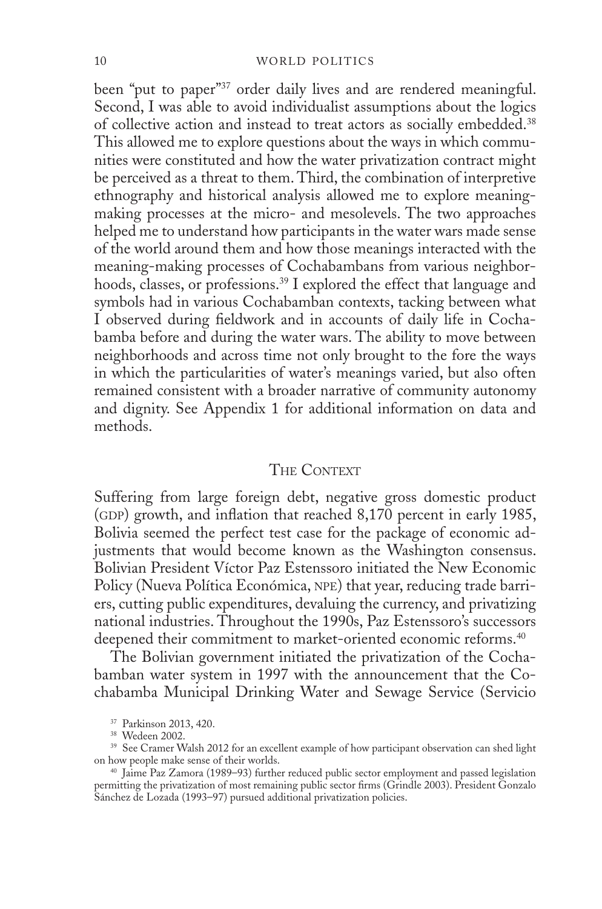been "put to paper"[37] order daily lives and are rendered meaningful. Second, I was able to avoid individualist assumptions about the logics of collective action and instead to treat actors as socially embedded.[38] This allowed me to explore questions about the ways in which communities were constituted and how the water privatization contract might be perceived as a threat to them. Third, the combination of interpretive ethnography and historical analysis allowed me to explore meaning-making processes at the micro- and mesolevels. The two approaches helped me to understand how participants in the water wars made sense of the world around them and how those meanings interacted with the meaning-making processes of Cochabambans from various neighborhoods, classes, or professions.[39] I explored the effect that language and symbols had in various Cochabamban contexts, tacking between what I observed during fieldwork and in accounts of daily life in Cochabamba before and during the water wars. The ability to move between neighborhoods and across time not only brought to the fore the ways in which the particularities of water's meanings varied, but also often remained consistent with a broader narrative of community autonomy and dignity. See Appendix 1 for additional information on data and methods.

## The Context

Suffering from large foreign debt, negative gross domestic product (GDP) growth, and inflation that reached 8,170 percent in early 1985, Bolivia seemed the perfect test case for the package of economic adjustments that would become known as the Washington consensus. Bolivian President Víctor Paz Estenssoro initiated the New Economic Policy (Nueva Política Económica, NPE) that year, reducing trade barriers, cutting public expenditures, devaluing the currency, and privatizing national industries. Throughout the 1990s, Paz Estenssoro's successors deepened their commitment to market-oriented economic reforms.[40]

The Bolivian government initiated the privatization of the Cochabamban water system in 1997 with the announcement that the Cochabamba Municipal Drinking Water and Sewage Service (Servicio

[37] Parkinson 2013, 420.

[38] Wedeen 2002.

[39] See Cramer Walsh 2012 for an excellent example of how participant observation can shed light on how people make sense of their worlds.

[40] Jaime Paz Zamora (1989–93) further reduced public sector employment and passed legislation permitting the privatization of most remaining public sector firms (Grindle 2003). President Gonzalo Sánchez de Lozada (1993–97) pursued additional privatization policies.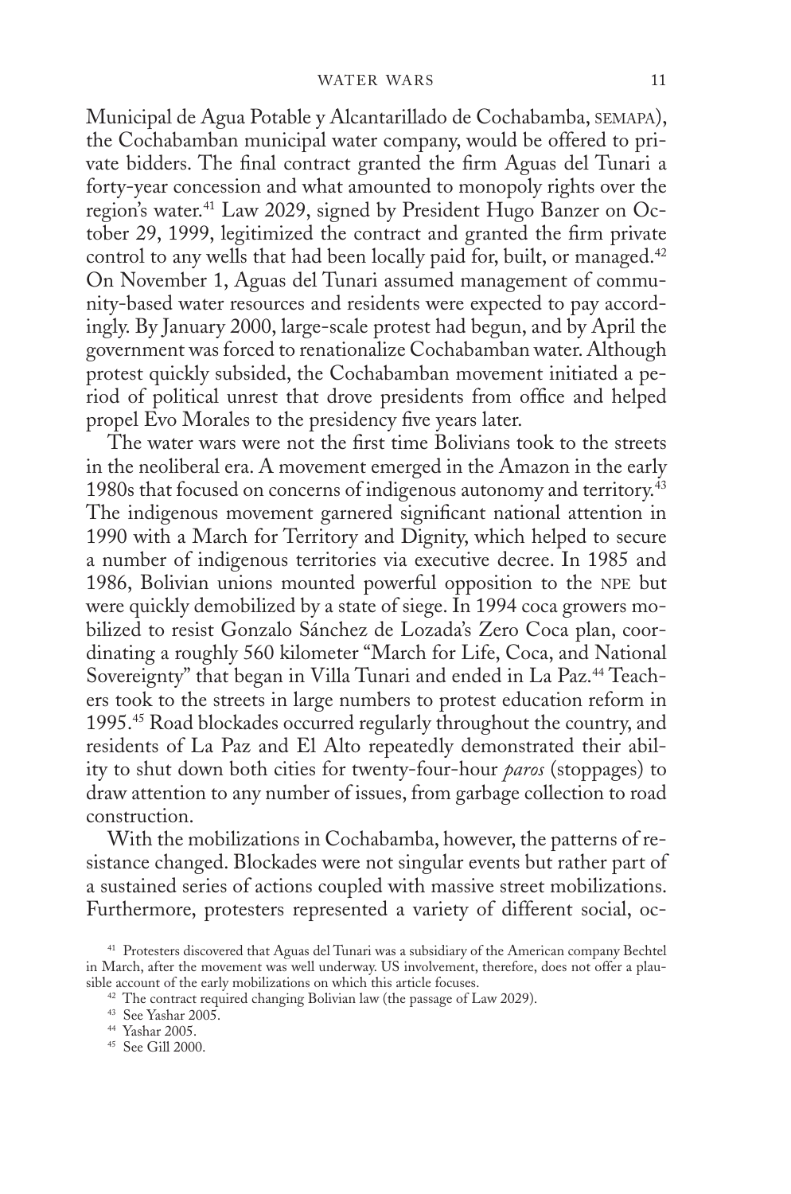Municipal de Agua Potable y Alcantarillado de Cochabamba, SEMAPA), the Cochabamban municipal water company, would be offered to private bidders. The final contract granted the firm Aguas del Tunari a forty-year concession and what amounted to monopoly rights over the region's water.[41] Law 2029, signed by President Hugo Banzer on October 29, 1999, legitimized the contract and granted the firm private control to any wells that had been locally paid for, built, or managed.[42] On November 1, Aguas del Tunari assumed management of community-based water resources and residents were expected to pay accordingly. By January 2000, large-scale protest had begun, and by April the government was forced to renationalize Cochabamban water. Although protest quickly subsided, the Cochabamban movement initiated a period of political unrest that drove presidents from office and helped propel Evo Morales to the presidency five years later.

The water wars were not the first time Bolivians took to the streets in the neoliberal era. A movement emerged in the Amazon in the early 1980s that focused on concerns of indigenous autonomy and territory.[43] The indigenous movement garnered significant national attention in 1990 with a March for Territory and Dignity, which helped to secure a number of indigenous territories via executive decree. In 1985 and 1986, Bolivian unions mounted powerful opposition to the NPE but were quickly demobilized by a state of siege. In 1994 coca growers mobilized to resist Gonzalo Sánchez de Lozada's Zero Coca plan, coordinating a roughly 560 kilometer "March for Life, Coca, and National Sovereignty" that began in Villa Tunari and ended in La Paz.[44] Teachers took to the streets in large numbers to protest education reform in 1995.[45] Road blockades occurred regularly throughout the country, and residents of La Paz and El Alto repeatedly demonstrated their ability to shut down both cities for twenty-four-hour *paros* (stoppages) to draw attention to any number of issues, from garbage collection to road construction.

With the mobilizations in Cochabamba, however, the patterns of resistance changed. Blockades were not singular events but rather part of a sustained series of actions coupled with massive street mobilizations. Furthermore, protesters represented a variety of different social, oc-

[41] Protesters discovered that Aguas del Tunari was a subsidiary of the American company Bechtel in March, after the movement was well underway. US involvement, therefore, does not offer a plausible account of the early mobilizations on which this article focuses.

[42] The contract required changing Bolivian law (the passage of Law 2029).

[43] See Yashar 2005.

[44] Yashar 2005.

[45] See Gill 2000.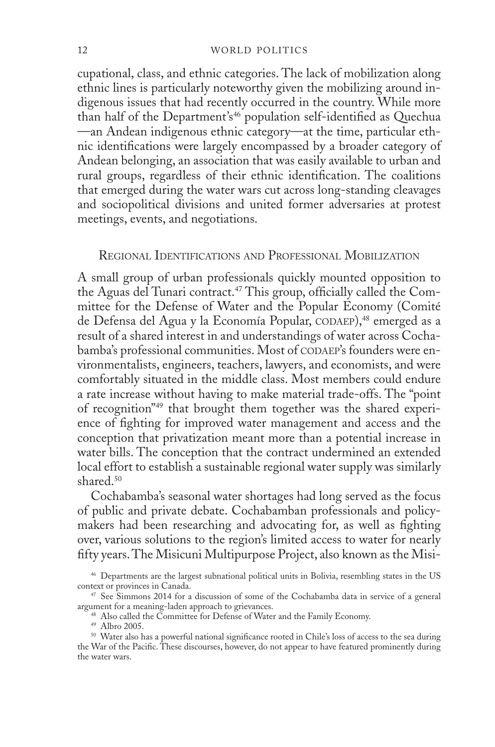cupational, class, and ethnic categories. The lack of mobilization along ethnic lines is particularly noteworthy given the mobilizing around indigenous issues that had recently occurred in the country. While more than half of the Department's[46] population self-identified as Quechua—an Andean indigenous ethnic category—at the time, particular ethnic identifications were largely encompassed by a broader category of Andean belonging, an association that was easily available to urban and rural groups, regardless of their ethnic identification. The coalitions that emerged during the water wars cut across long-standing cleavages and sociopolitical divisions and united former adversaries at protest meetings, events, and negotiations.

## Regional Identifications and Professional Mobilization

A small group of urban professionals quickly mounted opposition to the Aguas del Tunari contract.[47] This group, officially called the Committee for the Defense of Water and the Popular Economy (Comité de Defensa del Agua y la Economía Popular, CODAEP),[48] emerged as a result of a shared interest in and understandings of water across Cochabamba's professional communities. Most of CODAEP's founders were environmentalists, engineers, teachers, lawyers, and economists, and were comfortably situated in the middle class. Most members could endure a rate increase without having to make material trade-offs. The "point of recognition"[49] that brought them together was the shared experience of fighting for improved water management and access and the conception that privatization meant more than a potential increase in water bills. The conception that the contract undermined an extended local effort to establish a sustainable regional water supply was similarly shared.[50]

Cochabamba's seasonal water shortages had long served as the focus of public and private debate. Cochabamban professionals and policymakers had been researching and advocating for, as well as fighting over, various solutions to the region's limited access to water for nearly fifty years. The Misicuni Multipurpose Project, also known as the Misi-

[46] Departments are the largest subnational political units in Bolivia, resembling states in the US context or provinces in Canada.

[47] See Simmons 2014 for a discussion of some of the Cochabamba data in service of a general argument for a meaning-laden approach to grievances.

[48] Also called the Committee for Defense of Water and the Family Economy.

[49] Albro 2005.

[50] Water also has a powerful national significance rooted in Chile's loss of access to the sea during the War of the Pacific. These discourses, however, do not appear to have featured prominently during the water wars.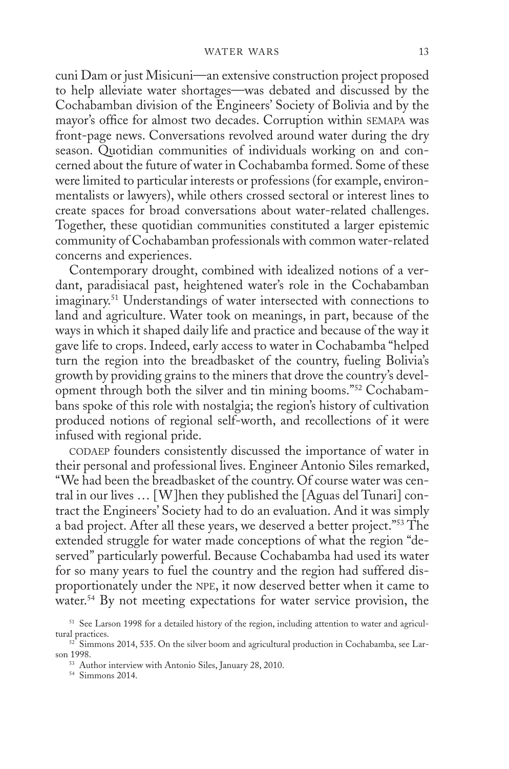cuni Dam or just Misicuni—an extensive construction project proposed to help alleviate water shortages—was debated and discussed by the Cochabamban division of the Engineers' Society of Bolivia and by the mayor's office for almost two decades. Corruption within SEMAPA was front-page news. Conversations revolved around water during the dry season. Quotidian communities of individuals working on and concerned about the future of water in Cochabamba formed. Some of these were limited to particular interests or professions (for example, environmentalists or lawyers), while others crossed sectoral or interest lines to create spaces for broad conversations about water-related challenges. Together, these quotidian communities constituted a larger epistemic community of Cochabamban professionals with common water-related concerns and experiences.

Contemporary drought, combined with idealized notions of a verdant, paradisiacal past, heightened water's role in the Cochabamban imaginary.[51] Understandings of water intersected with connections to land and agriculture. Water took on meanings, in part, because of the ways in which it shaped daily life and practice and because of the way it gave life to crops. Indeed, early access to water in Cochabamba "helped turn the region into the breadbasket of the country, fueling Bolivia's growth by providing grains to the miners that drove the country's development through both the silver and tin mining booms."[52] Cochabambans spoke of this role with nostalgia; the region's history of cultivation produced notions of regional self-worth, and recollections of it were infused with regional pride.

CODAEP founders consistently discussed the importance of water in their personal and professional lives. Engineer Antonio Siles remarked, "We had been the breadbasket of the country. Of course water was central in our lives … [W]hen they published the [Aguas del Tunari] contract the Engineers' Society had to do an evaluation. And it was simply a bad project. After all these years, we deserved a better project."[53] The extended struggle for water made conceptions of what the region "deserved" particularly powerful. Because Cochabamba had used its water for so many years to fuel the country and the region had suffered disproportionately under the NPE, it now deserved better when it came to water.[54] By not meeting expectations for water service provision, the

[51] See Larson 1998 for a detailed history of the region, including attention to water and agricultural practices.

[52] Simmons 2014, 535. On the silver boom and agricultural production in Cochabamba, see Larson 1998.

[53] Author interview with Antonio Siles, January 28, 2010.

[54] Simmons 2014.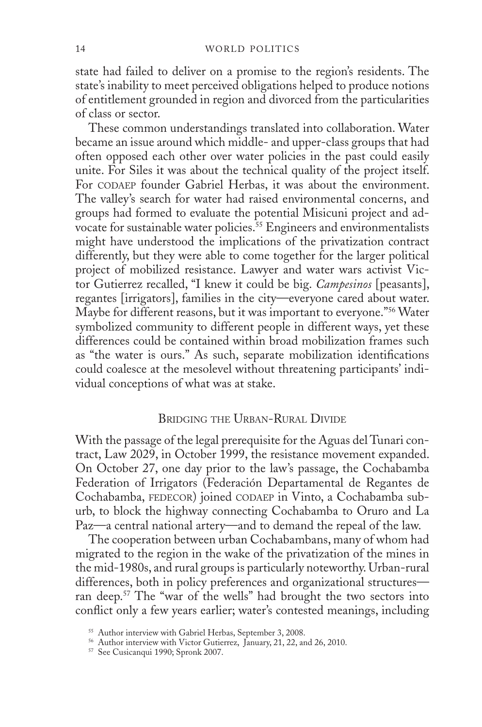state had failed to deliver on a promise to the region's residents. The state's inability to meet perceived obligations helped to produce notions of entitlement grounded in region and divorced from the particularities of class or sector.

These common understandings translated into collaboration. Water became an issue around which middle- and upper-class groups that had often opposed each other over water policies in the past could easily unite. For Siles it was about the technical quality of the project itself. For CODAEP founder Gabriel Herbas, it was about the environment. The valley's search for water had raised environmental concerns, and groups had formed to evaluate the potential Misicuni project and advocate for sustainable water policies.[55] Engineers and environmentalists might have understood the implications of the privatization contract differently, but they were able to come together for the larger political project of mobilized resistance. Lawyer and water wars activist Victor Gutierrez recalled, "I knew it could be big. *Campesinos* [peasants], regantes [irrigators], families in the city—everyone cared about water. Maybe for different reasons, but it was important to everyone."[56] Water symbolized community to different people in different ways, yet these differences could be contained within broad mobilization frames such as "the water is ours." As such, separate mobilization identifications could coalesce at the mesolevel without threatening participants' individual conceptions of what was at stake.

## Bridging the Urban-Rural Divide

With the passage of the legal prerequisite for the Aguas del Tunari contract, Law 2029, in October 1999, the resistance movement expanded. On October 27, one day prior to the law's passage, the Cochabamba Federation of Irrigators (Federación Departamental de Regantes de Cochabamba, FEDECOR) joined CODAEP in Vinto, a Cochabamba suburb, to block the highway connecting Cochabamba to Oruro and La Paz—a central national artery—and to demand the repeal of the law.

The cooperation between urban Cochabambans, many of whom had migrated to the region in the wake of the privatization of the mines in the mid-1980s, and rural groups is particularly noteworthy. Urban-rural differences, both in policy preferences and organizational structures—ran deep.[57] The "war of the wells" had brought the two sectors into conflict only a few years earlier; water's contested meanings, including

[55] Author interview with Gabriel Herbas, September 3, 2008.

[56] Author interview with Victor Gutierrez, January, 21, 22, and 26, 2010.

[57] See Cusicanqui 1990; Spronk 2007.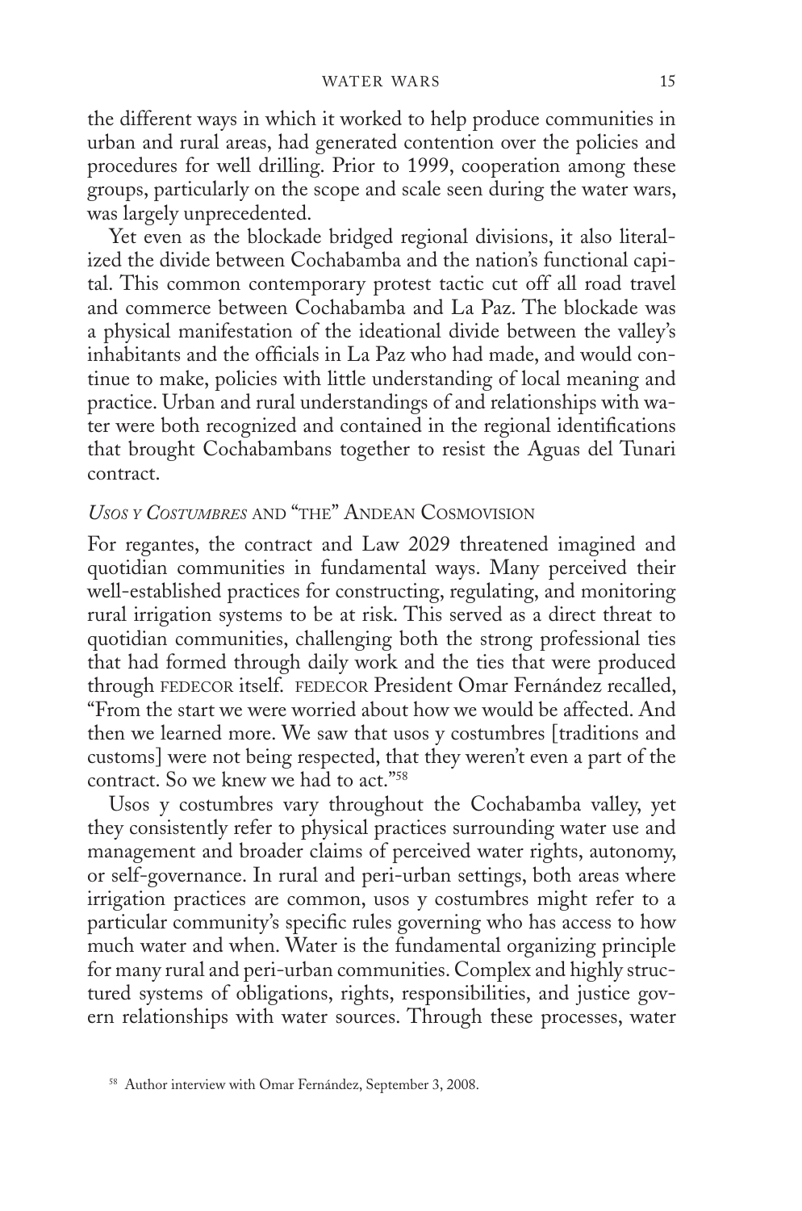the different ways in which it worked to help produce communities in urban and rural areas, had generated contention over the policies and procedures for well drilling. Prior to 1999, cooperation among these groups, particularly on the scope and scale seen during the water wars, was largely unprecedented.

Yet even as the blockade bridged regional divisions, it also literalized the divide between Cochabamba and the nation's functional capital. This common contemporary protest tactic cut off all road travel and commerce between Cochabamba and La Paz. The blockade was a physical manifestation of the ideational divide between the valley's inhabitants and the officials in La Paz who had made, and would continue to make, policies with little understanding of local meaning and practice. Urban and rural understandings of and relationships with water were both recognized and contained in the regional identifications that brought Cochabambans together to resist the Aguas del Tunari contract.

## *Usos y Costumbres* and "the" Andean Cosmovision

For regantes, the contract and Law 2029 threatened imagined and quotidian communities in fundamental ways. Many perceived their well-established practices for constructing, regulating, and monitoring rural irrigation systems to be at risk. This served as a direct threat to quotidian communities, challenging both the strong professional ties that had formed through daily work and the ties that were produced through FEDECOR itself. FEDECOR President Omar Fernández recalled, "From the start we were worried about how we would be affected. And then we learned more. We saw that usos y costumbres [traditions and customs] were not being respected, that they weren't even a part of the contract. So we knew we had to act."[58]

Usos y costumbres vary throughout the Cochabamba valley, yet they consistently refer to physical practices surrounding water use and management and broader claims of perceived water rights, autonomy, or self-governance. In rural and peri-urban settings, both areas where irrigation practices are common, usos y costumbres might refer to a particular community's specific rules governing who has access to how much water and when. Water is the fundamental organizing principle for many rural and peri-urban communities. Complex and highly structured systems of obligations, rights, responsibilities, and justice govern relationships with water sources. Through these processes, water

[58] Author interview with Omar Fernández, September 3, 2008.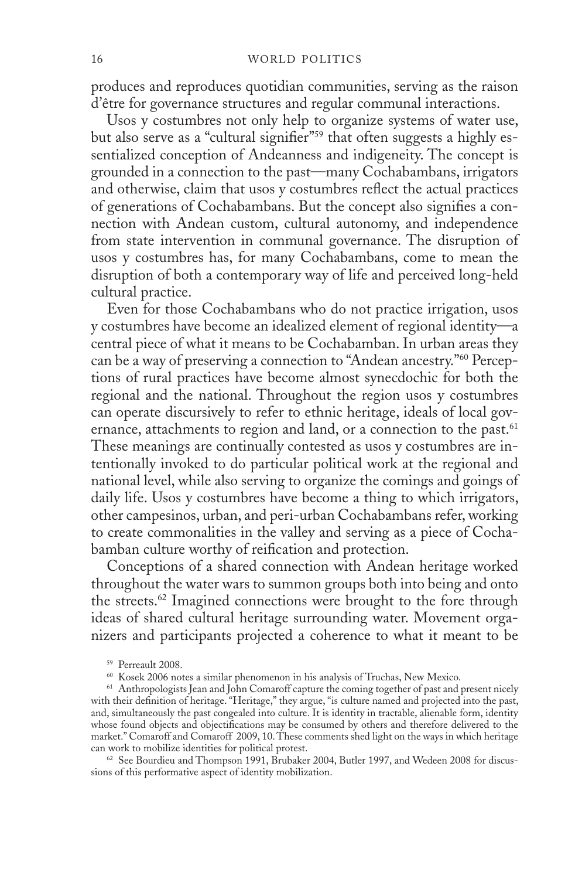produces and reproduces quotidian communities, serving as the raison d'être for governance structures and regular communal interactions.

Usos y costumbres not only help to organize systems of water use, but also serve as a "cultural signifier"[59] that often suggests a highly essentialized conception of Andeanness and indigeneity. The concept is grounded in a connection to the past—many Cochabambans, irrigators and otherwise, claim that usos y costumbres reflect the actual practices of generations of Cochabambans. But the concept also signifies a connection with Andean custom, cultural autonomy, and independence from state intervention in communal governance. The disruption of usos y costumbres has, for many Cochabambans, come to mean the disruption of both a contemporary way of life and perceived long-held cultural practice.

Even for those Cochabambans who do not practice irrigation, usos y costumbres have become an idealized element of regional identity—a central piece of what it means to be Cochabamban. In urban areas they can be a way of preserving a connection to "Andean ancestry."[60] Perceptions of rural practices have become almost synecdochic for both the regional and the national. Throughout the region usos y costumbres can operate discursively to refer to ethnic heritage, ideals of local governance, attachments to region and land, or a connection to the past.[61] These meanings are continually contested as usos y costumbres are intentionally invoked to do particular political work at the regional and national level, while also serving to organize the comings and goings of daily life. Usos y costumbres have become a thing to which irrigators, other campesinos, urban, and peri-urban Cochabambans refer, working to create commonalities in the valley and serving as a piece of Cochabamban culture worthy of reification and protection.

Conceptions of a shared connection with Andean heritage worked throughout the water wars to summon groups both into being and onto the streets.[62] Imagined connections were brought to the fore through ideas of shared cultural heritage surrounding water. Movement organizers and participants projected a coherence to what it meant to be

[59] Perreault 2008.

[60] Kosek 2006 notes a similar phenomenon in his analysis of Truchas, New Mexico.

[61] Anthropologists Jean and John Comaroff capture the coming together of past and present nicely with their definition of heritage. "Heritage," they argue, "is culture named and projected into the past, and, simultaneously the past congealed into culture. It is identity in tractable, alienable form, identity whose found objects and objectifications may be consumed by others and therefore delivered to the market." Comaroff and Comaroff 2009, 10. These comments shed light on the ways in which heritage can work to mobilize identities for political protest.

[62] See Bourdieu and Thompson 1991, Brubaker 2004, Butler 1997, and Wedeen 2008 for discussions of this performative aspect of identity mobilization.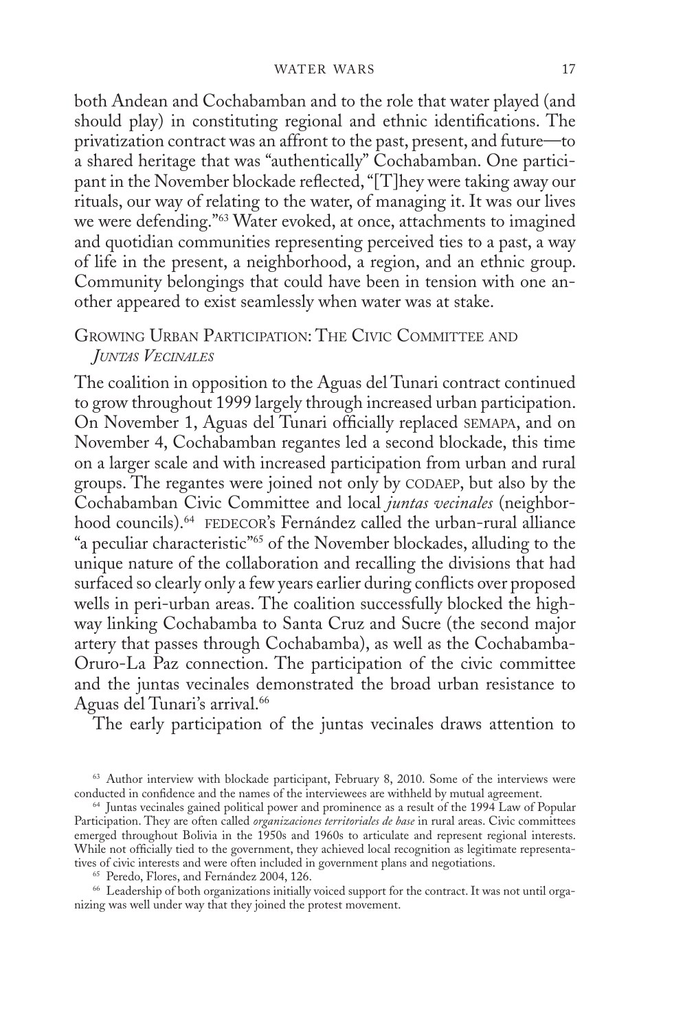both Andean and Cochabamban and to the role that water played (and should play) in constituting regional and ethnic identifications. The privatization contract was an affront to the past, present, and future—to a shared heritage that was "authentically" Cochabamban. One participant in the November blockade reflected, "[T]hey were taking away our rituals, our way of relating to the water, of managing it. It was our lives we were defending."[63] Water evoked, at once, attachments to imagined and quotidian communities representing perceived ties to a past, a way of life in the present, a neighborhood, a region, and an ethnic group. Community belongings that could have been in tension with one another appeared to exist seamlessly when water was at stake.

## Growing Urban Participation: The Civic Committee and *Juntas Vecinales*

The coalition in opposition to the Aguas del Tunari contract continued to grow throughout 1999 largely through increased urban participation. On November 1, Aguas del Tunari officially replaced SEMAPA, and on November 4, Cochabamban regantes led a second blockade, this time on a larger scale and with increased participation from urban and rural groups. The regantes were joined not only by CODAEP, but also by the Cochabamban Civic Committee and local *juntas vecinales* (neighborhood councils).[64] FEDECOR's Fernández called the urban-rural alliance "a peculiar characteristic"[65] of the November blockades, alluding to the unique nature of the collaboration and recalling the divisions that had surfaced so clearly only a few years earlier during conflicts over proposed wells in peri-urban areas. The coalition successfully blocked the highway linking Cochabamba to Santa Cruz and Sucre (the second major artery that passes through Cochabamba), as well as the Cochabamba-Oruro-La Paz connection. The participation of the civic committee and the juntas vecinales demonstrated the broad urban resistance to Aguas del Tunari's arrival.[66]

The early participation of the juntas vecinales draws attention to

[63] Author interview with blockade participant, February 8, 2010. Some of the interviews were conducted in confidence and the names of the interviewees are withheld by mutual agreement.

[64] Juntas vecinales gained political power and prominence as a result of the 1994 Law of Popular Participation. They are often called *organizaciones territoriales de base* in rural areas. Civic committees emerged throughout Bolivia in the 1950s and 1960s to articulate and represent regional interests. While not officially tied to the government, they achieved local recognition as legitimate representatives of civic interests and were often included in government plans and negotiations.

[65] Peredo, Flores, and Fernández 2004, 126.

[66] Leadership of both organizations initially voiced support for the contract. It was not until organizing was well under way that they joined the protest movement.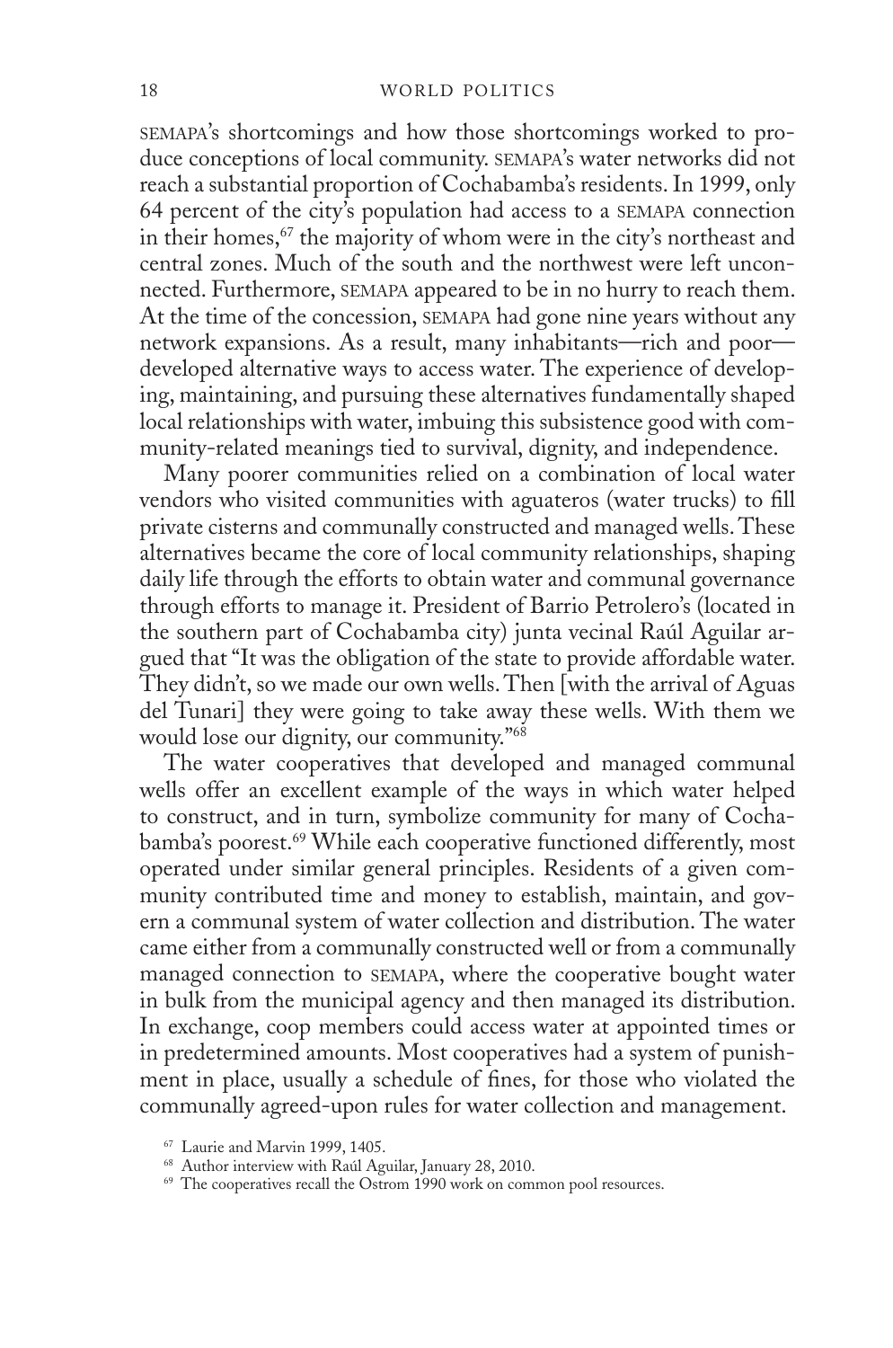SEMAPA's shortcomings and how those shortcomings worked to produce conceptions of local community. SEMAPA's water networks did not reach a substantial proportion of Cochabamba's residents. In 1999, only 64 percent of the city's population had access to a SEMAPA connection in their homes,[67] the majority of whom were in the city's northeast and central zones. Much of the south and the northwest were left unconnected. Furthermore, SEMAPA appeared to be in no hurry to reach them. At the time of the concession, SEMAPA had gone nine years without any network expansions. As a result, many inhabitants—rich and poor—developed alternative ways to access water. The experience of developing, maintaining, and pursuing these alternatives fundamentally shaped local relationships with water, imbuing this subsistence good with community-related meanings tied to survival, dignity, and independence.

Many poorer communities relied on a combination of local water vendors who visited communities with aguateros (water trucks) to fill private cisterns and communally constructed and managed wells. These alternatives became the core of local community relationships, shaping daily life through the efforts to obtain water and communal governance through efforts to manage it. President of Barrio Petrolero's (located in the southern part of Cochabamba city) junta vecinal Raúl Aguilar argued that "It was the obligation of the state to provide affordable water. They didn't, so we made our own wells. Then [with the arrival of Aguas del Tunari] they were going to take away these wells. With them we would lose our dignity, our community."[68]

The water cooperatives that developed and managed communal wells offer an excellent example of the ways in which water helped to construct, and in turn, symbolize community for many of Cochabamba's poorest.[69] While each cooperative functioned differently, most operated under similar general principles. Residents of a given community contributed time and money to establish, maintain, and govern a communal system of water collection and distribution. The water came either from a communally constructed well or from a communally managed connection to SEMAPA, where the cooperative bought water in bulk from the municipal agency and then managed its distribution. In exchange, coop members could access water at appointed times or in predetermined amounts. Most cooperatives had a system of punishment in place, usually a schedule of fines, for those who violated the communally agreed-upon rules for water collection and management.

[67] Laurie and Marvin 1999, 1405.

[68] Author interview with Raúl Aguilar, January 28, 2010.

[69] The cooperatives recall the Ostrom 1990 work on common pool resources.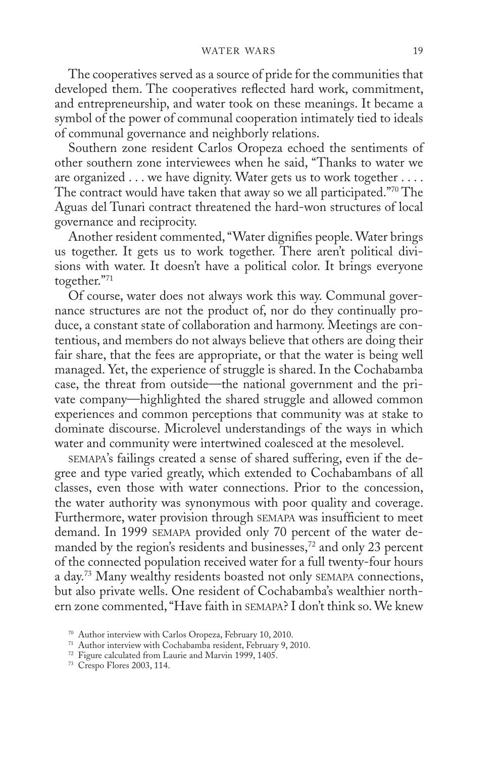The cooperatives served as a source of pride for the communities that developed them. The cooperatives reflected hard work, commitment, and entrepreneurship, and water took on these meanings. It became a symbol of the power of communal cooperation intimately tied to ideals of communal governance and neighborly relations.

Southern zone resident Carlos Oropeza echoed the sentiments of other southern zone interviewees when he said, "Thanks to water we are organized . . . we have dignity. Water gets us to work together . . . . The contract would have taken that away so we all participated."[70] The Aguas del Tunari contract threatened the hard-won structures of local governance and reciprocity.

Another resident commented, "Water dignifies people. Water brings us together. It gets us to work together. There aren't political divisions with water. It doesn't have a political color. It brings everyone together."[71]

Of course, water does not always work this way. Communal governance structures are not the product of, nor do they continually produce, a constant state of collaboration and harmony. Meetings are contentious, and members do not always believe that others are doing their fair share, that the fees are appropriate, or that the water is being well managed. Yet, the experience of struggle is shared. In the Cochabamba case, the threat from outside—the national government and the private company—highlighted the shared struggle and allowed common experiences and common perceptions that community was at stake to dominate discourse. Microlevel understandings of the ways in which water and community were intertwined coalesced at the mesolevel.

SEMAPA's failings created a sense of shared suffering, even if the degree and type varied greatly, which extended to Cochabambans of all classes, even those with water connections. Prior to the concession, the water authority was synonymous with poor quality and coverage. Furthermore, water provision through SEMAPA was insufficient to meet demand. In 1999 SEMAPA provided only 70 percent of the water demanded by the region's residents and businesses,[72] and only 23 percent of the connected population received water for a full twenty-four hours a day.[73] Many wealthy residents boasted not only SEMAPA connections, but also private wells. One resident of Cochabamba's wealthier northern zone commented, "Have faith in SEMAPA? I don't think so. We knew

[70] Author interview with Carlos Oropeza, February 10, 2010.

[71] Author interview with Cochabamba resident, February 9, 2010.

[72] Figure calculated from Laurie and Marvin 1999, 1405.

[73] Crespo Flores 2003, 114.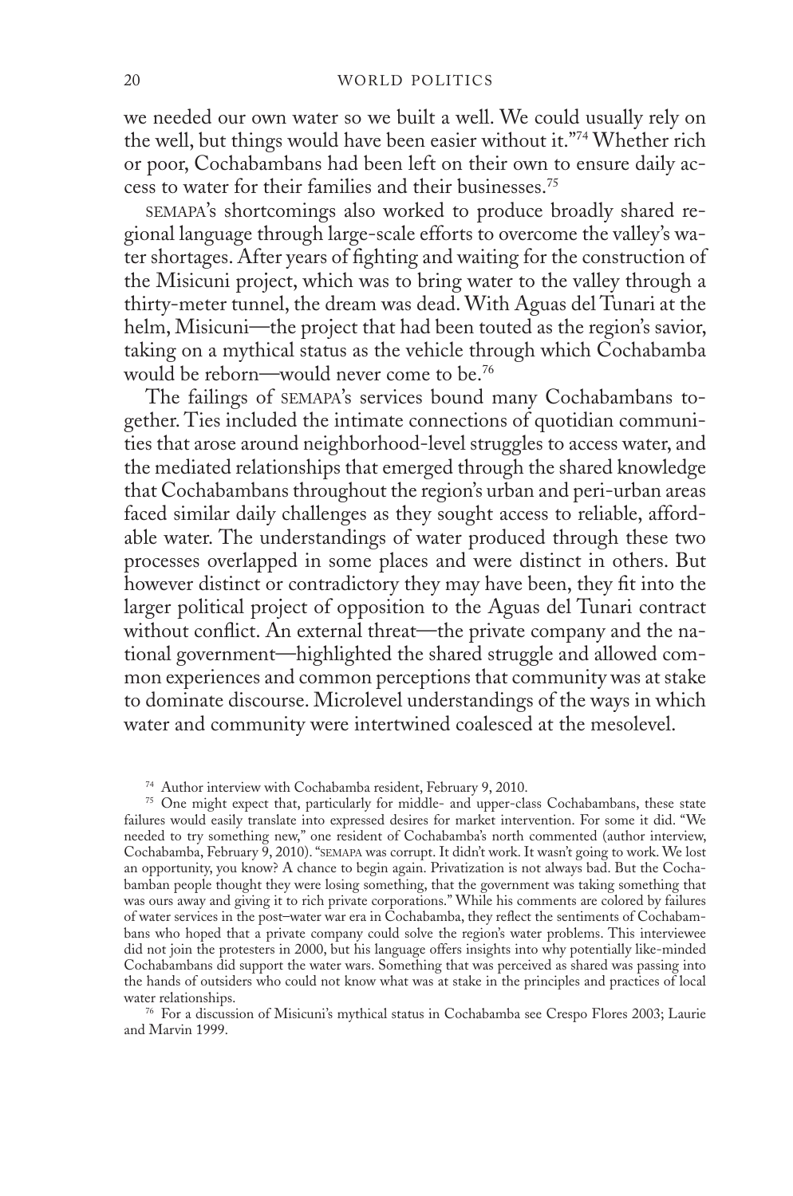we needed our own water so we built a well. We could usually rely on the well, but things would have been easier without it."[74] Whether rich or poor, Cochabambans had been left on their own to ensure daily access to water for their families and their businesses.[75]

SEMAPA's shortcomings also worked to produce broadly shared regional language through large-scale efforts to overcome the valley's water shortages. After years of fighting and waiting for the construction of the Misicuni project, which was to bring water to the valley through a thirty-meter tunnel, the dream was dead. With Aguas del Tunari at the helm, Misicuni—the project that had been touted as the region's savior, taking on a mythical status as the vehicle through which Cochabamba would be reborn—would never come to be.[76]

The failings of SEMAPA's services bound many Cochabambans together. Ties included the intimate connections of quotidian communities that arose around neighborhood-level struggles to access water, and the mediated relationships that emerged through the shared knowledge that Cochabambans throughout the region's urban and peri-urban areas faced similar daily challenges as they sought access to reliable, affordable water. The understandings of water produced through these two processes overlapped in some places and were distinct in others. But however distinct or contradictory they may have been, they fit into the larger political project of opposition to the Aguas del Tunari contract without conflict. An external threat—the private company and the national government—highlighted the shared struggle and allowed common experiences and common perceptions that community was at stake to dominate discourse. Microlevel understandings of the ways in which water and community were intertwined coalesced at the mesolevel.

[74] Author interview with Cochabamba resident, February 9, 2010.

[75] One might expect that, particularly for middle- and upper-class Cochabambans, these state failures would easily translate into expressed desires for market intervention. For some it did. "We needed to try something new," one resident of Cochabamba's north commented (author interview, Cochabamba, February 9, 2010). "SEMAPA was corrupt. It didn't work. It wasn't going to work. We lost an opportunity, you know? A chance to begin again. Privatization is not always bad. But the Cochabamban people thought they were losing something, that the government was taking something that was ours away and giving it to rich private corporations." While his comments are colored by failures of water services in the post–water war era in Cochabamba, they reflect the sentiments of Cochabambans who hoped that a private company could solve the region's water problems. This interviewee did not join the protesters in 2000, but his language offers insights into why potentially like-minded Cochabambans did support the water wars. Something that was perceived as shared was passing into the hands of outsiders who could not know what was at stake in the principles and practices of local water relationships.

[76] For a discussion of Misicuni's mythical status in Cochabamba see Crespo Flores 2003; Laurie and Marvin 1999.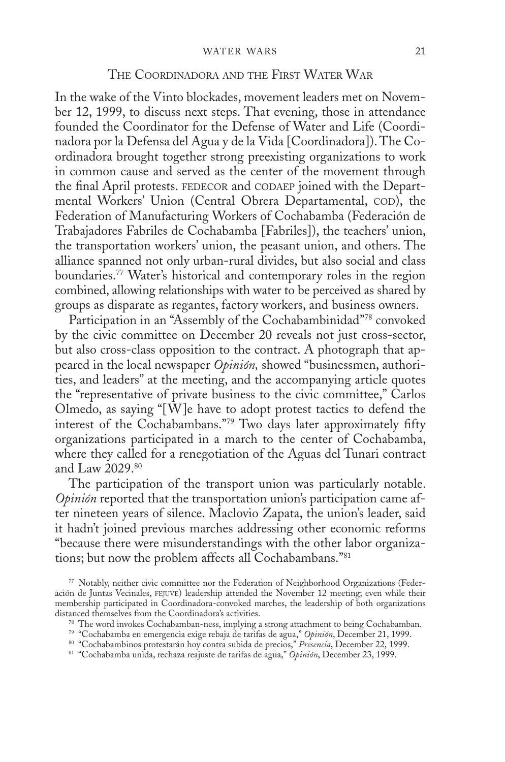## The Coordinadora and the First Water War

In the wake of the Vinto blockades, movement leaders met on November 12, 1999, to discuss next steps. That evening, those in attendance founded the Coordinator for the Defense of Water and Life (Coordinadora por la Defensa del Agua y de la Vida [Coordinadora]). The Coordinadora brought together strong preexisting organizations to work in common cause and served as the center of the movement through the final April protests. FEDECOR and CODAEP joined with the Departmental Workers' Union (Central Obrera Departamental, COD), the Federation of Manufacturing Workers of Cochabamba (Federación de Trabajadores Fabriles de Cochabamba [Fabriles]), the teachers' union, the transportation workers' union, the peasant union, and others. The alliance spanned not only urban-rural divides, but also social and class boundaries.[77] Water's historical and contemporary roles in the region combined, allowing relationships with water to be perceived as shared by groups as disparate as regantes, factory workers, and business owners.

Participation in an "Assembly of the Cochabambinidad"[78] convoked by the civic committee on December 20 reveals not just cross-sector, but also cross-class opposition to the contract. A photograph that appeared in the local newspaper *Opinión,* showed "businessmen, authorities, and leaders" at the meeting, and the accompanying article quotes the "representative of private business to the civic committee," Carlos Olmedo, as saying "[W]e have to adopt protest tactics to defend the interest of the Cochabambans."[79] Two days later approximately fifty organizations participated in a march to the center of Cochabamba, where they called for a renegotiation of the Aguas del Tunari contract and Law 2029.[80]

The participation of the transport union was particularly notable. *Opinión* reported that the transportation union's participation came after nineteen years of silence. Maclovio Zapata, the union's leader, said it hadn't joined previous marches addressing other economic reforms "because there were misunderstandings with the other labor organizations; but now the problem affects all Cochabambans."[81]

[77] Notably, neither civic committee nor the Federation of Neighborhood Organizations (Federación de Juntas Vecinales, FEJUVE) leadership attended the November 12 meeting; even while their membership participated in Coordinadora-convoked marches, the leadership of both organizations distanced themselves from the Coordinadora's activities.

[78] The word invokes Cochabamban-ness, implying a strong attachment to being Cochabamban.

[79] "Cochabamba en emergencia exige rebaja de tarifas de agua," *Opinión*, December 21, 1999.

[80] "Cochabambinos protestarán hoy contra subida de precios," *Presencia*, December 22, 1999.

[81] "Cochabamba unida, rechaza reajuste de tarifas de agua," *Opinión*, December 23, 1999.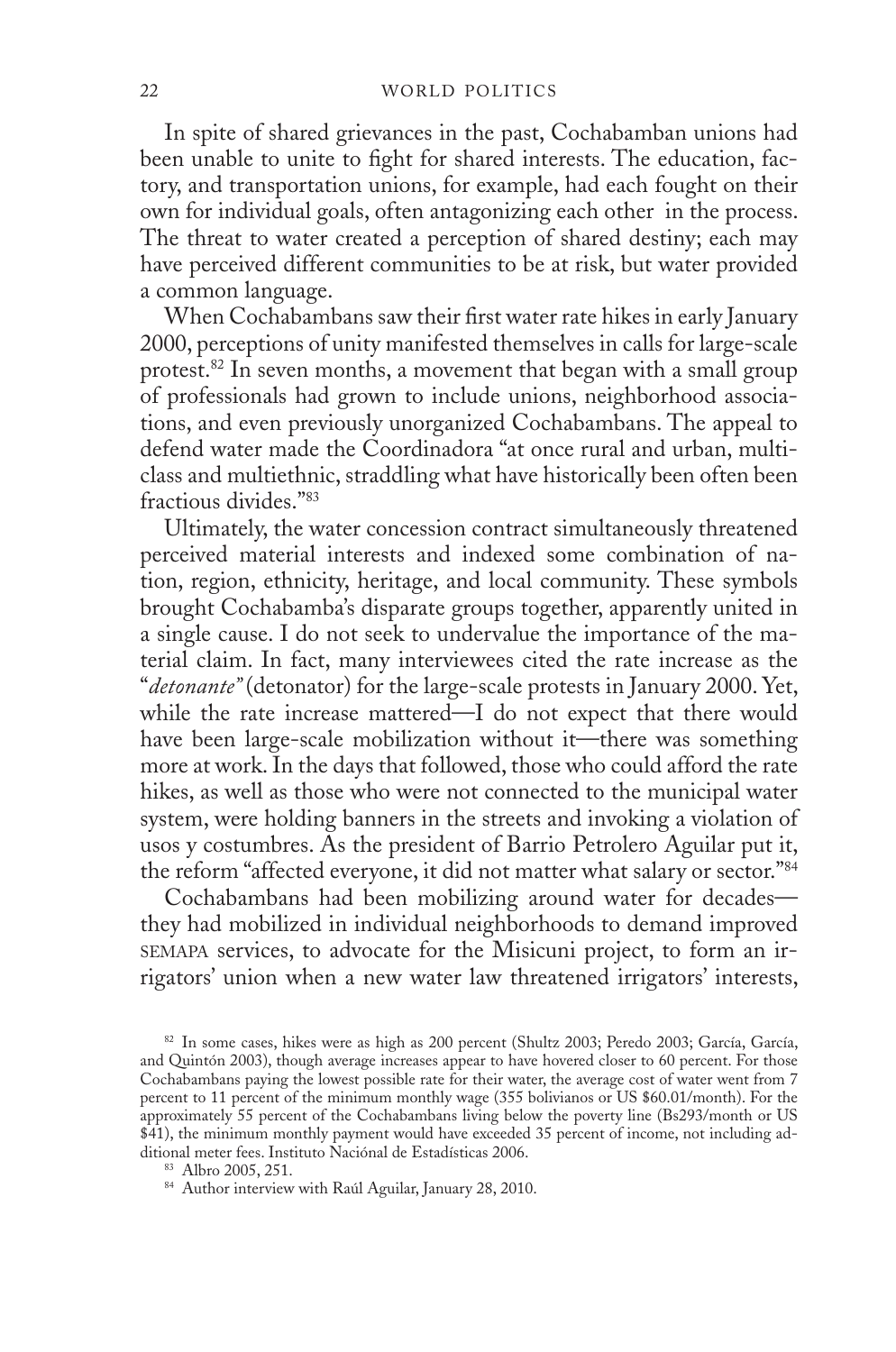In spite of shared grievances in the past, Cochabamban unions had been unable to unite to fight for shared interests. The education, factory, and transportation unions, for example, had each fought on their own for individual goals, often antagonizing each other in the process. The threat to water created a perception of shared destiny; each may have perceived different communities to be at risk, but water provided a common language.

When Cochabambans saw their first water rate hikes in early January 2000, perceptions of unity manifested themselves in calls for large-scale protest.[82] In seven months, a movement that began with a small group of professionals had grown to include unions, neighborhood associations, and even previously unorganized Cochabambans. The appeal to defend water made the Coordinadora "at once rural and urban, multiclass and multiethnic, straddling what have historically been often been fractious divides."[83]

Ultimately, the water concession contract simultaneously threatened perceived material interests and indexed some combination of nation, region, ethnicity, heritage, and local community. These symbols brought Cochabamba's disparate groups together, apparently united in a single cause. I do not seek to undervalue the importance of the material claim. In fact, many interviewees cited the rate increase as the "*detonante*" (detonator) for the large-scale protests in January 2000. Yet, while the rate increase mattered—I do not expect that there would have been large-scale mobilization without it—there was something more at work. In the days that followed, those who could afford the rate hikes, as well as those who were not connected to the municipal water system, were holding banners in the streets and invoking a violation of usos y costumbres. As the president of Barrio Petrolero Aguilar put it, the reform "affected everyone, it did not matter what salary or sector."[84]

Cochabambans had been mobilizing around water for decades—they had mobilized in individual neighborhoods to demand improved SEMAPA services, to advocate for the Misicuni project, to form an irrigators' union when a new water law threatened irrigators' interests,

[82] In some cases, hikes were as high as 200 percent (Shultz 2003; Peredo 2003; García, García, and Quintón 2003), though average increases appear to have hovered closer to 60 percent. For those Cochabambans paying the lowest possible rate for their water, the average cost of water went from 7 percent to 11 percent of the minimum monthly wage (355 bolivianos or US $60.01/month). For the approximately 55 percent of the Cochabambans living below the poverty line (Bs293/month or US $41), the minimum monthly payment would have exceeded 35 percent of income, not including additional meter fees. Instituto Naciónal de Estadísticas 2006.

[83] Albro 2005, 251.

[84] Author interview with Raúl Aguilar, January 28, 2010.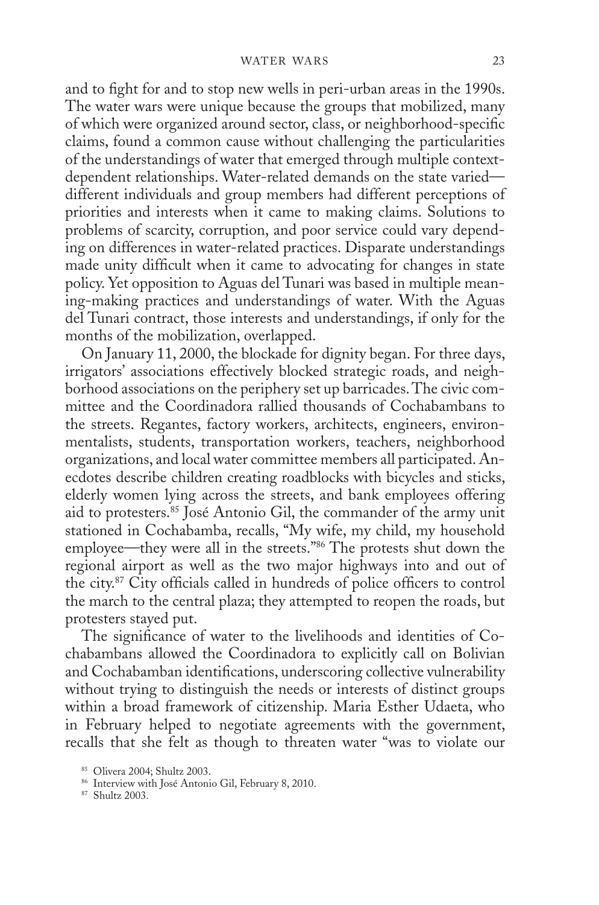and to fight for and to stop new wells in peri-urban areas in the 1990s. The water wars were unique because the groups that mobilized, many of which were organized around sector, class, or neighborhood-specific claims, found a common cause without challenging the particularities of the understandings of water that emerged through multiple context-dependent relationships. Water-related demands on the state varied—different individuals and group members had different perceptions of priorities and interests when it came to making claims. Solutions to problems of scarcity, corruption, and poor service could vary depending on differences in water-related practices. Disparate understandings made unity difficult when it came to advocating for changes in state policy. Yet opposition to Aguas del Tunari was based in multiple meaning-making practices and understandings of water. With the Aguas del Tunari contract, those interests and understandings, if only for the months of the mobilization, overlapped.

On January 11, 2000, the blockade for dignity began. For three days, irrigators' associations effectively blocked strategic roads, and neighborhood associations on the periphery set up barricades. The civic committee and the Coordinadora rallied thousands of Cochabambans to the streets. Regantes, factory workers, architects, engineers, environmentalists, students, transportation workers, teachers, neighborhood organizations, and local water committee members all participated. Anecdotes describe children creating roadblocks with bicycles and sticks, elderly women lying across the streets, and bank employees offering aid to protesters.[85] José Antonio Gil, the commander of the army unit stationed in Cochabamba, recalls, "My wife, my child, my household employee—they were all in the streets."[86] The protests shut down the regional airport as well as the two major highways into and out of the city.[87] City officials called in hundreds of police officers to control the march to the central plaza; they attempted to reopen the roads, but protesters stayed put.

The significance of water to the livelihoods and identities of Cochabambans allowed the Coordinadora to explicitly call on Bolivian and Cochabamban identifications, underscoring collective vulnerability without trying to distinguish the needs or interests of distinct groups within a broad framework of citizenship. Maria Esther Udaeta, who in February helped to negotiate agreements with the government, recalls that she felt as though to threaten water "was to violate our

[85] Olivera 2004; Shultz 2003.

[86] Interview with José Antonio Gil, February 8, 2010.

[87] Shultz 2003.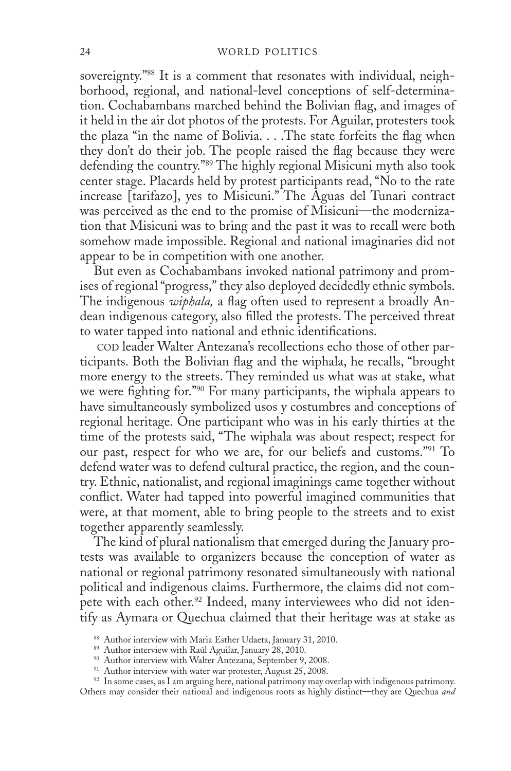sovereignty."[88] It is a comment that resonates with individual, neighborhood, regional, and national-level conceptions of self-determination. Cochabambans marched behind the Bolivian flag, and images of it held in the air dot photos of the protests. For Aguilar, protesters took the plaza "in the name of Bolivia. . . .The state forfeits the flag when they don't do their job. The people raised the flag because they were defending the country."[89] The highly regional Misicuni myth also took center stage. Placards held by protest participants read, "No to the rate increase [tarifazo], yes to Misicuni." The Aguas del Tunari contract was perceived as the end to the promise of Misicuni—the modernization that Misicuni was to bring and the past it was to recall were both somehow made impossible. Regional and national imaginaries did not appear to be in competition with one another.

But even as Cochabambans invoked national patrimony and promises of regional "progress," they also deployed decidedly ethnic symbols. The indigenous *wiphala,* a flag often used to represent a broadly Andean indigenous category, also filled the protests. The perceived threat to water tapped into national and ethnic identifications.

COD leader Walter Antezana's recollections echo those of other participants. Both the Bolivian flag and the wiphala, he recalls, "brought more energy to the streets. They reminded us what was at stake, what we were fighting for."[90] For many participants, the wiphala appears to have simultaneously symbolized usos y costumbres and conceptions of regional heritage. One participant who was in his early thirties at the time of the protests said, "The wiphala was about respect; respect for our past, respect for who we are, for our beliefs and customs."[91] To defend water was to defend cultural practice, the region, and the country. Ethnic, nationalist, and regional imaginings came together without conflict. Water had tapped into powerful imagined communities that were, at that moment, able to bring people to the streets and to exist together apparently seamlessly.

The kind of plural nationalism that emerged during the January protests was available to organizers because the conception of water as national or regional patrimony resonated simultaneously with national political and indigenous claims. Furthermore, the claims did not compete with each other.[92] Indeed, many interviewees who did not identify as Aymara or Quechua claimed that their heritage was at stake as

[88] Author interview with Maria Esther Udaeta, January 31, 2010.

[89] Author interview with Raúl Aguilar, January 28, 2010.

[90] Author interview with Walter Antezana, September 9, 2008.

[91] Author interview with water war protester, August 25, 2008.

[92] In some cases, as I am arguing here, national patrimony may overlap with indigenous patrimony. Others may consider their national and indigenous roots as highly distinct—they are Quechua *and*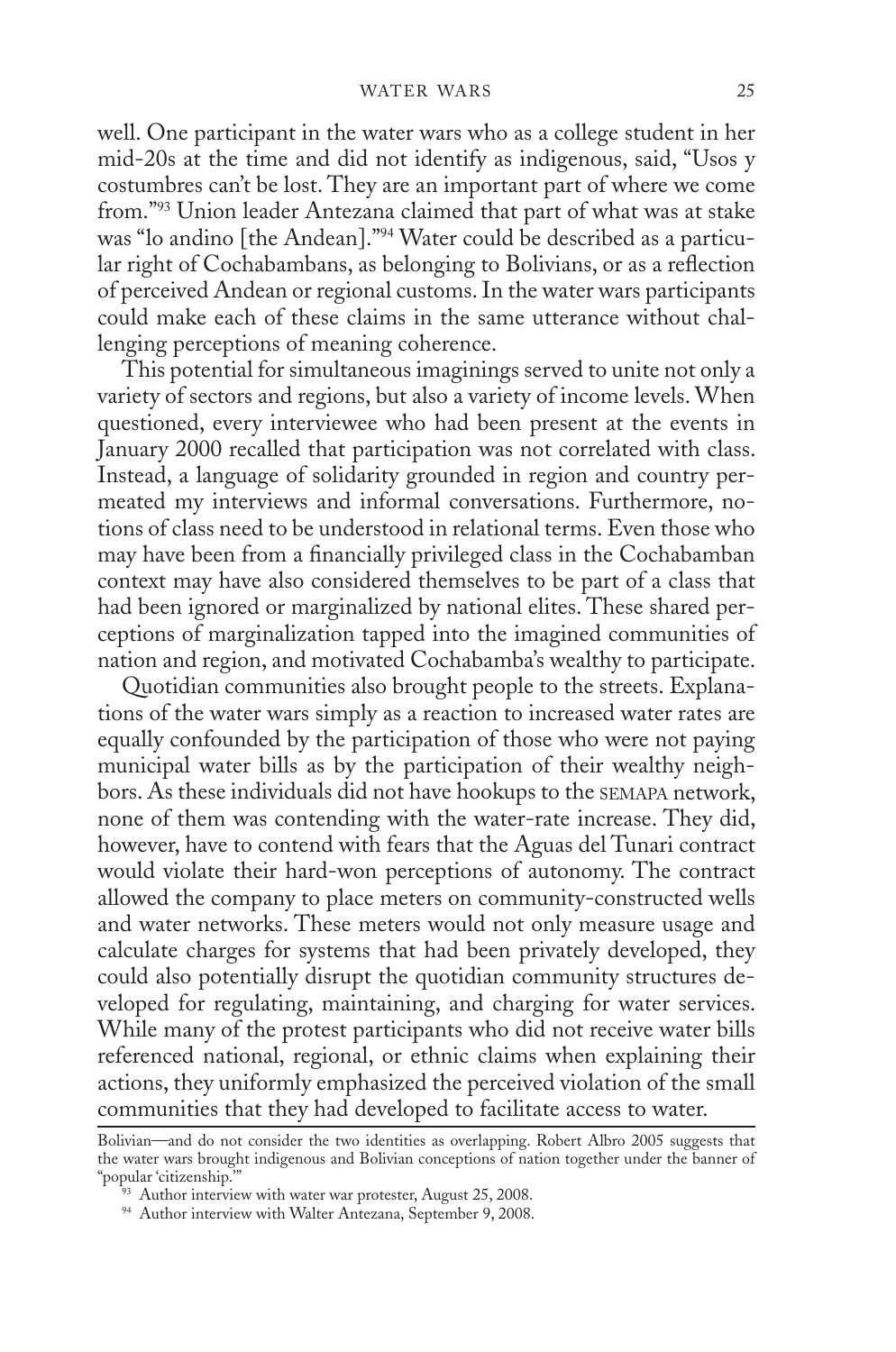well. One participant in the water wars who as a college student in her mid-20s at the time and did not identify as indigenous, said, "Usos y costumbres can't be lost. They are an important part of where we come from."[93] Union leader Antezana claimed that part of what was at stake was "lo andino [the Andean]."[94] Water could be described as a particular right of Cochabambans, as belonging to Bolivians, or as a reflection of perceived Andean or regional customs. In the water wars participants could make each of these claims in the same utterance without challenging perceptions of meaning coherence.

This potential for simultaneous imaginings served to unite not only a variety of sectors and regions, but also a variety of income levels. When questioned, every interviewee who had been present at the events in January 2000 recalled that participation was not correlated with class. Instead, a language of solidarity grounded in region and country permeated my interviews and informal conversations. Furthermore, notions of class need to be understood in relational terms. Even those who may have been from a financially privileged class in the Cochabamban context may have also considered themselves to be part of a class that had been ignored or marginalized by national elites. These shared perceptions of marginalization tapped into the imagined communities of nation and region, and motivated Cochabamba's wealthy to participate.

Quotidian communities also brought people to the streets. Explanations of the water wars simply as a reaction to increased water rates are equally confounded by the participation of those who were not paying municipal water bills as by the participation of their wealthy neighbors. As these individuals did not have hookups to the SEMAPA network, none of them was contending with the water-rate increase. They did, however, have to contend with fears that the Aguas del Tunari contract would violate their hard-won perceptions of autonomy. The contract allowed the company to place meters on community-constructed wells and water networks. These meters would not only measure usage and calculate charges for systems that had been privately developed, they could also potentially disrupt the quotidian community structures developed for regulating, maintaining, and charging for water services. While many of the protest participants who did not receive water bills referenced national, regional, or ethnic claims when explaining their actions, they uniformly emphasized the perceived violation of the small communities that they had developed to facilitate access to water.

---

Bolivian—and do not consider the two identities as overlapping. Robert Albro 2005 suggests that the water wars brought indigenous and Bolivian conceptions of nation together under the banner of "popular 'citizenship.'"

[93] Author interview with water war protester, August 25, 2008.

[94] Author interview with Walter Antezana, September 9, 2008.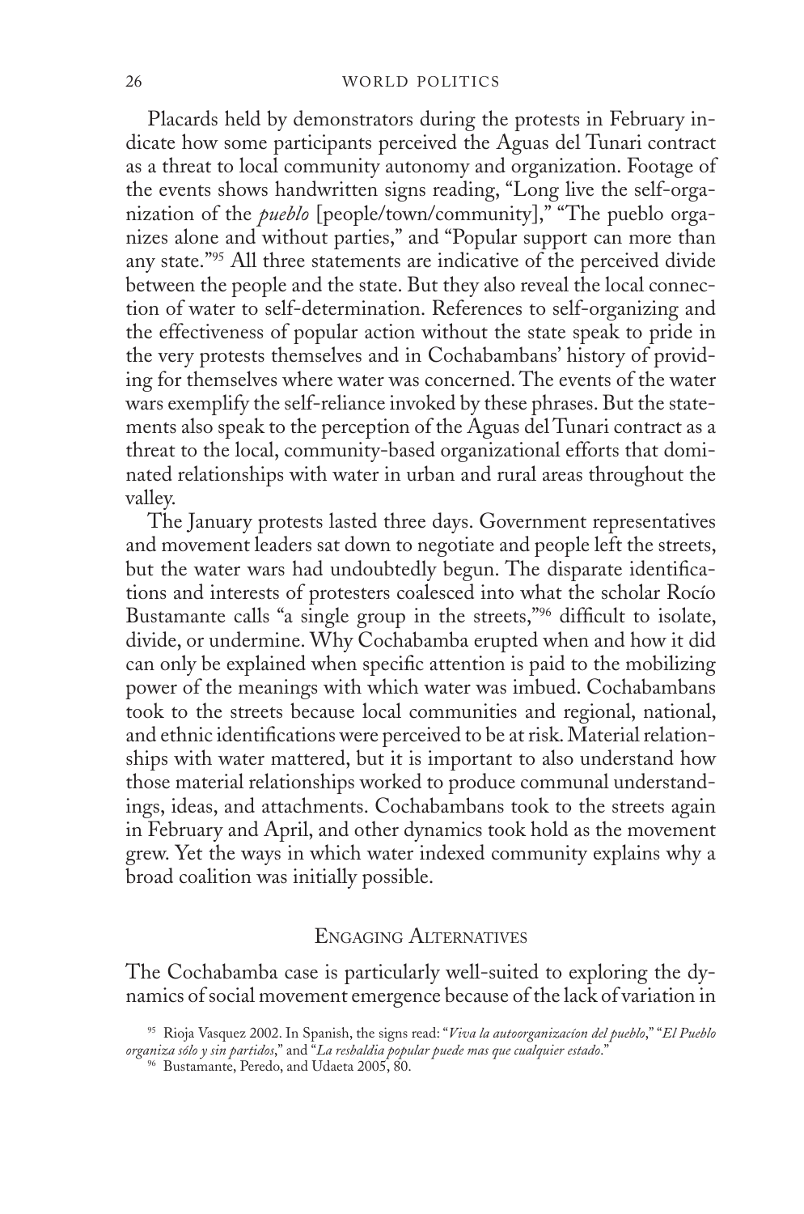Placards held by demonstrators during the protests in February indicate how some participants perceived the Aguas del Tunari contract as a threat to local community autonomy and organization. Footage of the events shows handwritten signs reading, "Long live the self-organization of the *pueblo* [people/town/community]," "The pueblo organizes alone and without parties," and "Popular support can more than any state."[95] All three statements are indicative of the perceived divide between the people and the state. But they also reveal the local connection of water to self-determination. References to self-organizing and the effectiveness of popular action without the state speak to pride in the very protests themselves and in Cochabambans' history of providing for themselves where water was concerned. The events of the water wars exemplify the self-reliance invoked by these phrases. But the statements also speak to the perception of the Aguas del Tunari contract as a threat to the local, community-based organizational efforts that dominated relationships with water in urban and rural areas throughout the valley.

The January protests lasted three days. Government representatives and movement leaders sat down to negotiate and people left the streets, but the water wars had undoubtedly begun. The disparate identifications and interests of protesters coalesced into what the scholar Rocío Bustamante calls "a single group in the streets,"[96] difficult to isolate, divide, or undermine. Why Cochabamba erupted when and how it did can only be explained when specific attention is paid to the mobilizing power of the meanings with which water was imbued. Cochabambans took to the streets because local communities and regional, national, and ethnic identifications were perceived to be at risk. Material relationships with water mattered, but it is important to also understand how those material relationships worked to produce communal understandings, ideas, and attachments. Cochabambans took to the streets again in February and April, and other dynamics took hold as the movement grew. Yet the ways in which water indexed community explains why a broad coalition was initially possible.

## Engaging Alternatives

The Cochabamba case is particularly well-suited to exploring the dynamics of social movement emergence because of the lack of variation in

[95] Rioja Vasquez 2002. In Spanish, the signs read: "*Viva la autoorganizacíon del pueblo*," "*El Pueblo organiza sólo y sin partidos*," and "*La resbaldia popular puede mas que cualquier estado*."

[96] Bustamante, Peredo, and Udaeta 2005, 80.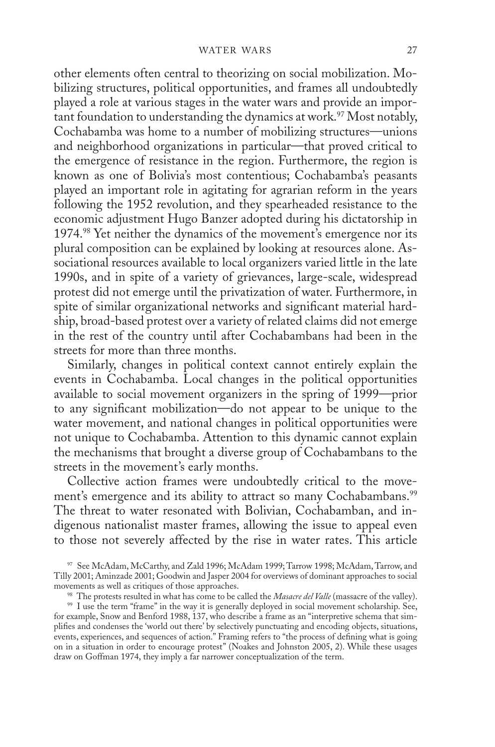other elements often central to theorizing on social mobilization. Mobilizing structures, political opportunities, and frames all undoubtedly played a role at various stages in the water wars and provide an important foundation to understanding the dynamics at work.[97] Most notably, Cochabamba was home to a number of mobilizing structures—unions and neighborhood organizations in particular—that proved critical to the emergence of resistance in the region. Furthermore, the region is known as one of Bolivia's most contentious; Cochabamba's peasants played an important role in agitating for agrarian reform in the years following the 1952 revolution, and they spearheaded resistance to the economic adjustment Hugo Banzer adopted during his dictatorship in 1974.[98] Yet neither the dynamics of the movement's emergence nor its plural composition can be explained by looking at resources alone. Associational resources available to local organizers varied little in the late 1990s, and in spite of a variety of grievances, large-scale, widespread protest did not emerge until the privatization of water. Furthermore, in spite of similar organizational networks and significant material hardship, broad-based protest over a variety of related claims did not emerge in the rest of the country until after Cochabambans had been in the streets for more than three months.

Similarly, changes in political context cannot entirely explain the events in Cochabamba. Local changes in the political opportunities available to social movement organizers in the spring of 1999—prior to any significant mobilization—do not appear to be unique to the water movement, and national changes in political opportunities were not unique to Cochabamba. Attention to this dynamic cannot explain the mechanisms that brought a diverse group of Cochabambans to the streets in the movement's early months.

Collective action frames were undoubtedly critical to the movement's emergence and its ability to attract so many Cochabambans.[99] The threat to water resonated with Bolivian, Cochabamban, and indigenous nationalist master frames, allowing the issue to appeal even to those not severely affected by the rise in water rates. This article

[97] See McAdam, McCarthy, and Zald 1996; McAdam 1999; Tarrow 1998; McAdam, Tarrow, and Tilly 2001; Aminzade 2001; Goodwin and Jasper 2004 for overviews of dominant approaches to social movements as well as critiques of those approaches.

[98] The protests resulted in what has come to be called the *Masacre del Valle* (massacre of the valley).

[99] I use the term "frame" in the way it is generally deployed in social movement scholarship. See, for example, Snow and Benford 1988, 137, who describe a frame as an "interpretive schema that simplifies and condenses the 'world out there' by selectively punctuating and encoding objects, situations, events, experiences, and sequences of action." Framing refers to "the process of defining what is going on in a situation in order to encourage protest" (Noakes and Johnston 2005, 2). While these usages draw on Goffman 1974, they imply a far narrower conceptualization of the term.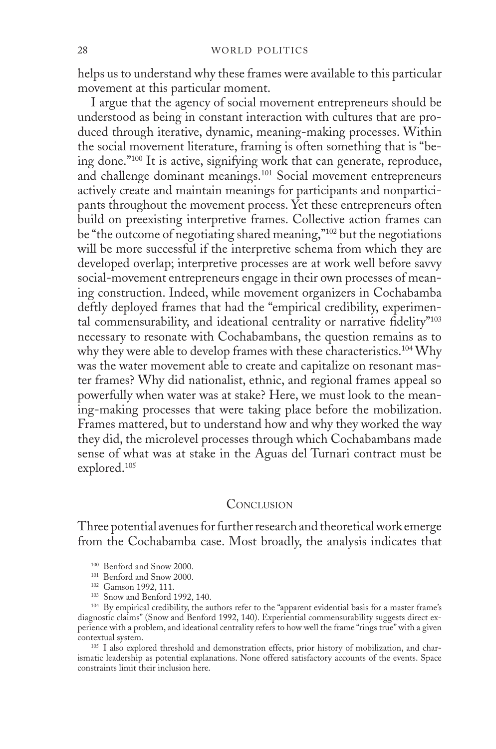helps us to understand why these frames were available to this particular movement at this particular moment.

I argue that the agency of social movement entrepreneurs should be understood as being in constant interaction with cultures that are produced through iterative, dynamic, meaning-making processes. Within the social movement literature, framing is often something that is "being done."[100] It is active, signifying work that can generate, reproduce, and challenge dominant meanings.[101] Social movement entrepreneurs actively create and maintain meanings for participants and nonparticipants throughout the movement process. Yet these entrepreneurs often build on preexisting interpretive frames. Collective action frames can be "the outcome of negotiating shared meaning,"[102] but the negotiations will be more successful if the interpretive schema from which they are developed overlap; interpretive processes are at work well before savvy social-movement entrepreneurs engage in their own processes of meaning construction. Indeed, while movement organizers in Cochabamba deftly deployed frames that had the "empirical credibility, experimental commensurability, and ideational centrality or narrative fidelity"[103] necessary to resonate with Cochabambans, the question remains as to why they were able to develop frames with these characteristics.[104] Why was the water movement able to create and capitalize on resonant master frames? Why did nationalist, ethnic, and regional frames appeal so powerfully when water was at stake? Here, we must look to the meaning-making processes that were taking place before the mobilization. Frames mattered, but to understand how and why they worked the way they did, the microlevel processes through which Cochabambans made sense of what was at stake in the Aguas del Turnari contract must be explored.[105]

## Conclusion

Three potential avenues for further research and theoretical work emerge from the Cochabamba case. Most broadly, the analysis indicates that

[100] Benford and Snow 2000.

[101] Benford and Snow 2000.

[102] Gamson 1992, 111.

[103] Snow and Benford 1992, 140.

[104] By empirical credibility, the authors refer to the "apparent evidential basis for a master frame's diagnostic claims" (Snow and Benford 1992, 140). Experiential commensurability suggests direct experience with a problem, and ideational centrality refers to how well the frame "rings true" with a given contextual system.

[105] I also explored threshold and demonstration effects, prior history of mobilization, and charismatic leadership as potential explanations. None offered satisfactory accounts of the events. Space constraints limit their inclusion here.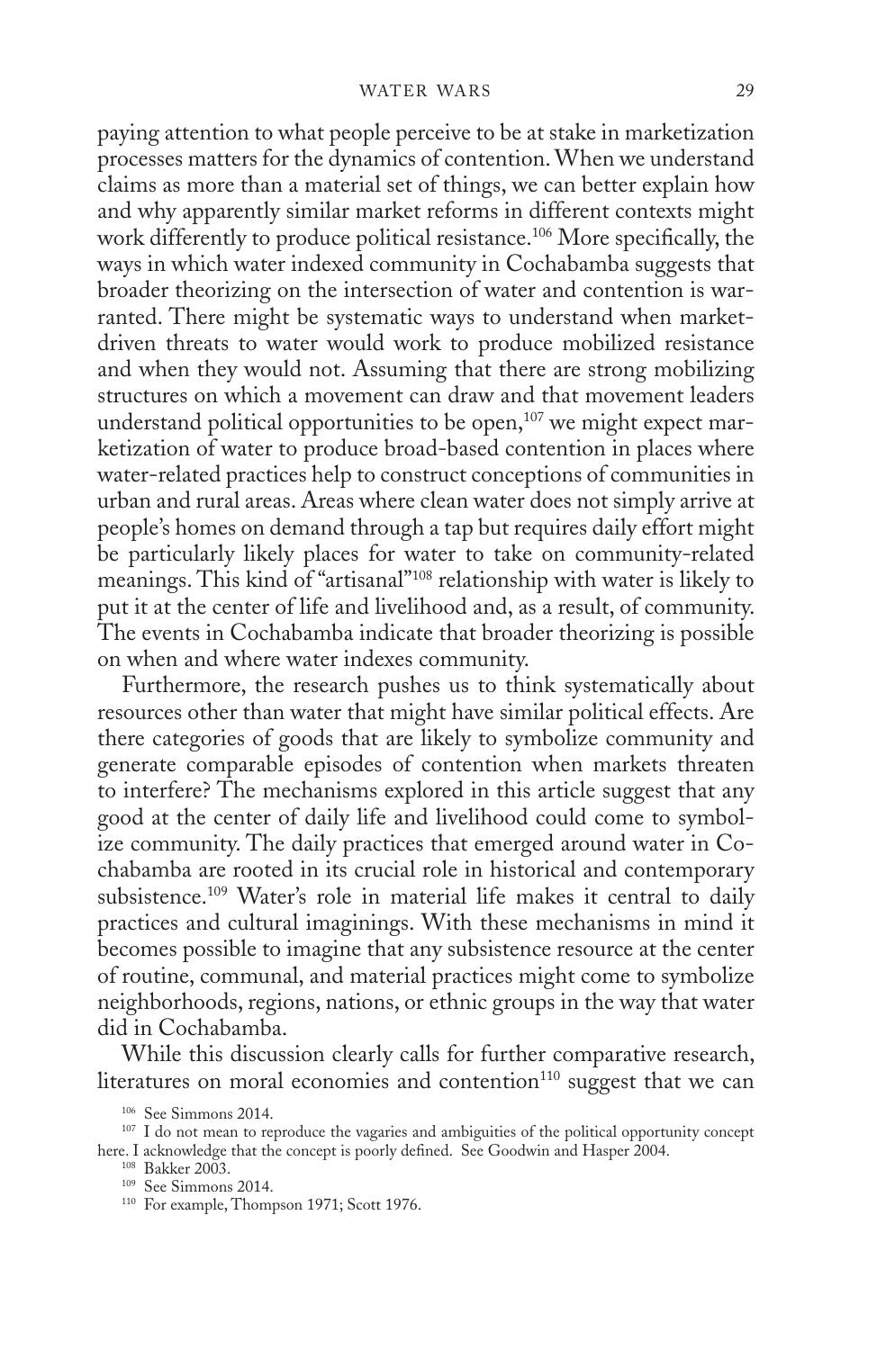paying attention to what people perceive to be at stake in marketization processes matters for the dynamics of contention. When we understand claims as more than a material set of things, we can better explain how and why apparently similar market reforms in different contexts might work differently to produce political resistance.[106] More specifically, the ways in which water indexed community in Cochabamba suggests that broader theorizing on the intersection of water and contention is warranted. There might be systematic ways to understand when market-driven threats to water would work to produce mobilized resistance and when they would not. Assuming that there are strong mobilizing structures on which a movement can draw and that movement leaders understand political opportunities to be open,[107] we might expect marketization of water to produce broad-based contention in places where water-related practices help to construct conceptions of communities in urban and rural areas. Areas where clean water does not simply arrive at people's homes on demand through a tap but requires daily effort might be particularly likely places for water to take on community-related meanings. This kind of "artisanal"[108] relationship with water is likely to put it at the center of life and livelihood and, as a result, of community. The events in Cochabamba indicate that broader theorizing is possible on when and where water indexes community.

Furthermore, the research pushes us to think systematically about resources other than water that might have similar political effects. Are there categories of goods that are likely to symbolize community and generate comparable episodes of contention when markets threaten to interfere? The mechanisms explored in this article suggest that any good at the center of daily life and livelihood could come to symbolize community. The daily practices that emerged around water in Cochabamba are rooted in its crucial role in historical and contemporary subsistence.[109] Water's role in material life makes it central to daily practices and cultural imaginings. With these mechanisms in mind it becomes possible to imagine that any subsistence resource at the center of routine, communal, and material practices might come to symbolize neighborhoods, regions, nations, or ethnic groups in the way that water did in Cochabamba.

While this discussion clearly calls for further comparative research, literatures on moral economies and contention[110] suggest that we can

[106] See Simmons 2014.

[107] I do not mean to reproduce the vagaries and ambiguities of the political opportunity concept here. I acknowledge that the concept is poorly defined. See Goodwin and Hasper 2004.

[108] Bakker 2003.

[109] See Simmons 2014.

[110] For example, Thompson 1971; Scott 1976.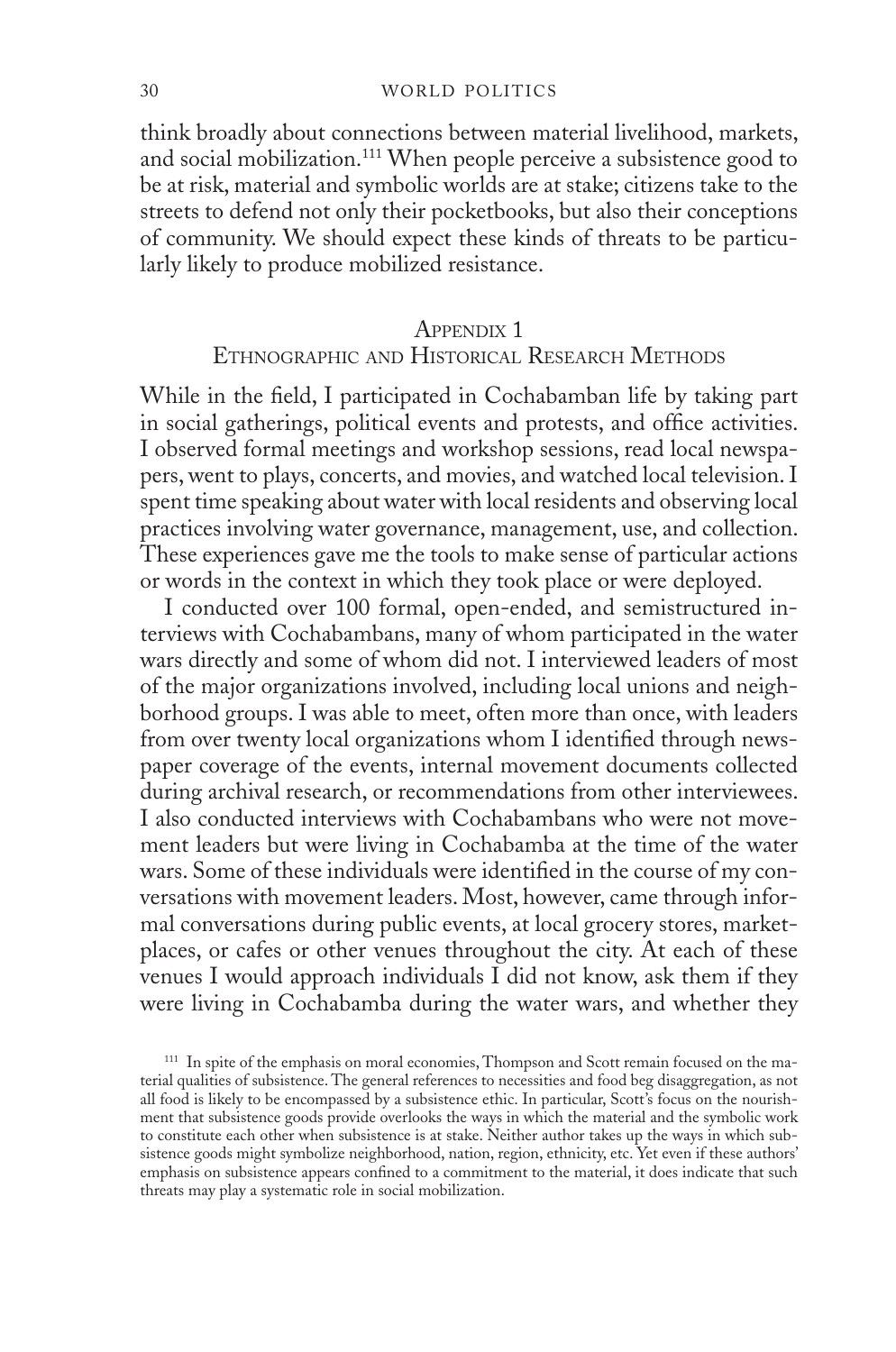think broadly about connections between material livelihood, markets, and social mobilization.[111] When people perceive a subsistence good to be at risk, material and symbolic worlds are at stake; citizens take to the streets to defend not only their pocketbooks, but also their conceptions of community. We should expect these kinds of threats to be particularly likely to produce mobilized resistance.

## Appendix 1
## Ethnographic and Historical Research Methods

While in the field, I participated in Cochabamban life by taking part in social gatherings, political events and protests, and office activities. I observed formal meetings and workshop sessions, read local newspapers, went to plays, concerts, and movies, and watched local television. I spent time speaking about water with local residents and observing local practices involving water governance, management, use, and collection. These experiences gave me the tools to make sense of particular actions or words in the context in which they took place or were deployed.

I conducted over 100 formal, open-ended, and semistructured interviews with Cochabambans, many of whom participated in the water wars directly and some of whom did not. I interviewed leaders of most of the major organizations involved, including local unions and neighborhood groups. I was able to meet, often more than once, with leaders from over twenty local organizations whom I identified through newspaper coverage of the events, internal movement documents collected during archival research, or recommendations from other interviewees. I also conducted interviews with Cochabambans who were not movement leaders but were living in Cochabamba at the time of the water wars. Some of these individuals were identified in the course of my conversations with movement leaders. Most, however, came through informal conversations during public events, at local grocery stores, marketplaces, or cafes or other venues throughout the city. At each of these venues I would approach individuals I did not know, ask them if they were living in Cochabamba during the water wars, and whether they

[111] In spite of the emphasis on moral economies, Thompson and Scott remain focused on the material qualities of subsistence. The general references to necessities and food beg disaggregation, as not all food is likely to be encompassed by a subsistence ethic. In particular, Scott's focus on the nourishment that subsistence goods provide overlooks the ways in which the material and the symbolic work to constitute each other when subsistence is at stake. Neither author takes up the ways in which subsistence goods might symbolize neighborhood, nation, region, ethnicity, etc. Yet even if these authors' emphasis on subsistence appears confined to a commitment to the material, it does indicate that such threats may play a systematic role in social mobilization.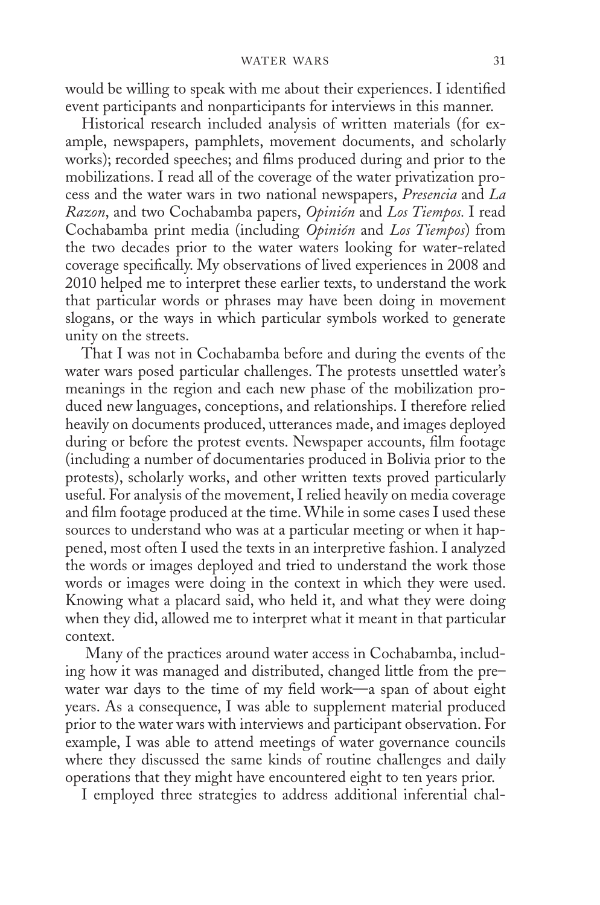would be willing to speak with me about their experiences. I identified event participants and nonparticipants for interviews in this manner.

Historical research included analysis of written materials (for example, newspapers, pamphlets, movement documents, and scholarly works); recorded speeches; and films produced during and prior to the mobilizations. I read all of the coverage of the water privatization process and the water wars in two national newspapers, *Presencia* and *La Razon*, and two Cochabamba papers, *Opinión* and *Los Tiempos.* I read Cochabamba print media (including *Opinión* and *Los Tiempos*) from the two decades prior to the water waters looking for water-related coverage specifically. My observations of lived experiences in 2008 and 2010 helped me to interpret these earlier texts, to understand the work that particular words or phrases may have been doing in movement slogans, or the ways in which particular symbols worked to generate unity on the streets.

That I was not in Cochabamba before and during the events of the water wars posed particular challenges. The protests unsettled water's meanings in the region and each new phase of the mobilization produced new languages, conceptions, and relationships. I therefore relied heavily on documents produced, utterances made, and images deployed during or before the protest events. Newspaper accounts, film footage (including a number of documentaries produced in Bolivia prior to the protests), scholarly works, and other written texts proved particularly useful. For analysis of the movement, I relied heavily on media coverage and film footage produced at the time. While in some cases I used these sources to understand who was at a particular meeting or when it happened, most often I used the texts in an interpretive fashion. I analyzed the words or images deployed and tried to understand the work those words or images were doing in the context in which they were used. Knowing what a placard said, who held it, and what they were doing when they did, allowed me to interpret what it meant in that particular context.

Many of the practices around water access in Cochabamba, including how it was managed and distributed, changed little from the pre–water war days to the time of my field work—a span of about eight years. As a consequence, I was able to supplement material produced prior to the water wars with interviews and participant observation. For example, I was able to attend meetings of water governance councils where they discussed the same kinds of routine challenges and daily operations that they might have encountered eight to ten years prior.

I employed three strategies to address additional inferential chal-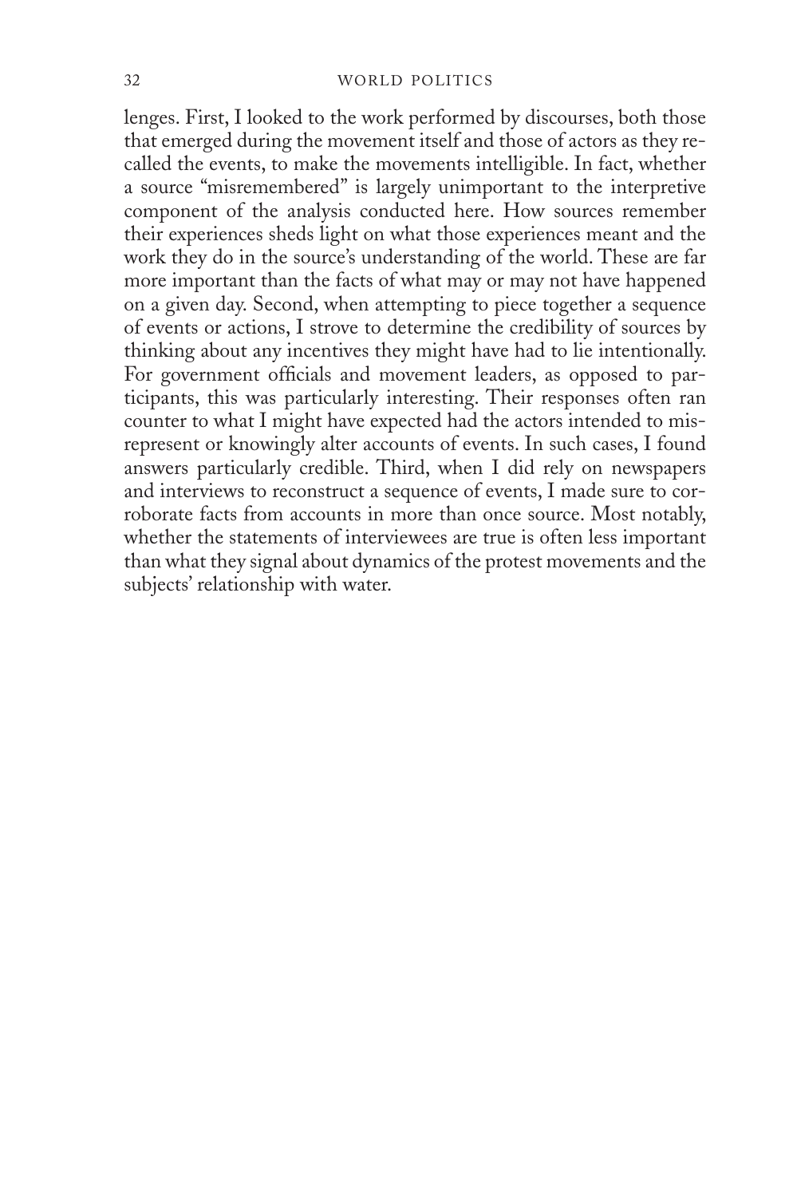lenges. First, I looked to the work performed by discourses, both those that emerged during the movement itself and those of actors as they recalled the events, to make the movements intelligible. In fact, whether a source "misremembered" is largely unimportant to the interpretive component of the analysis conducted here. How sources remember their experiences sheds light on what those experiences meant and the work they do in the source's understanding of the world. These are far more important than the facts of what may or may not have happened on a given day. Second, when attempting to piece together a sequence of events or actions, I strove to determine the credibility of sources by thinking about any incentives they might have had to lie intentionally. For government officials and movement leaders, as opposed to participants, this was particularly interesting. Their responses often ran counter to what I might have expected had the actors intended to misrepresent or knowingly alter accounts of events. In such cases, I found answers particularly credible. Third, when I did rely on newspapers and interviews to reconstruct a sequence of events, I made sure to corroborate facts from accounts in more than once source. Most notably, whether the statements of interviewees are true is often less important than what they signal about dynamics of the protest movements and the subjects' relationship with water.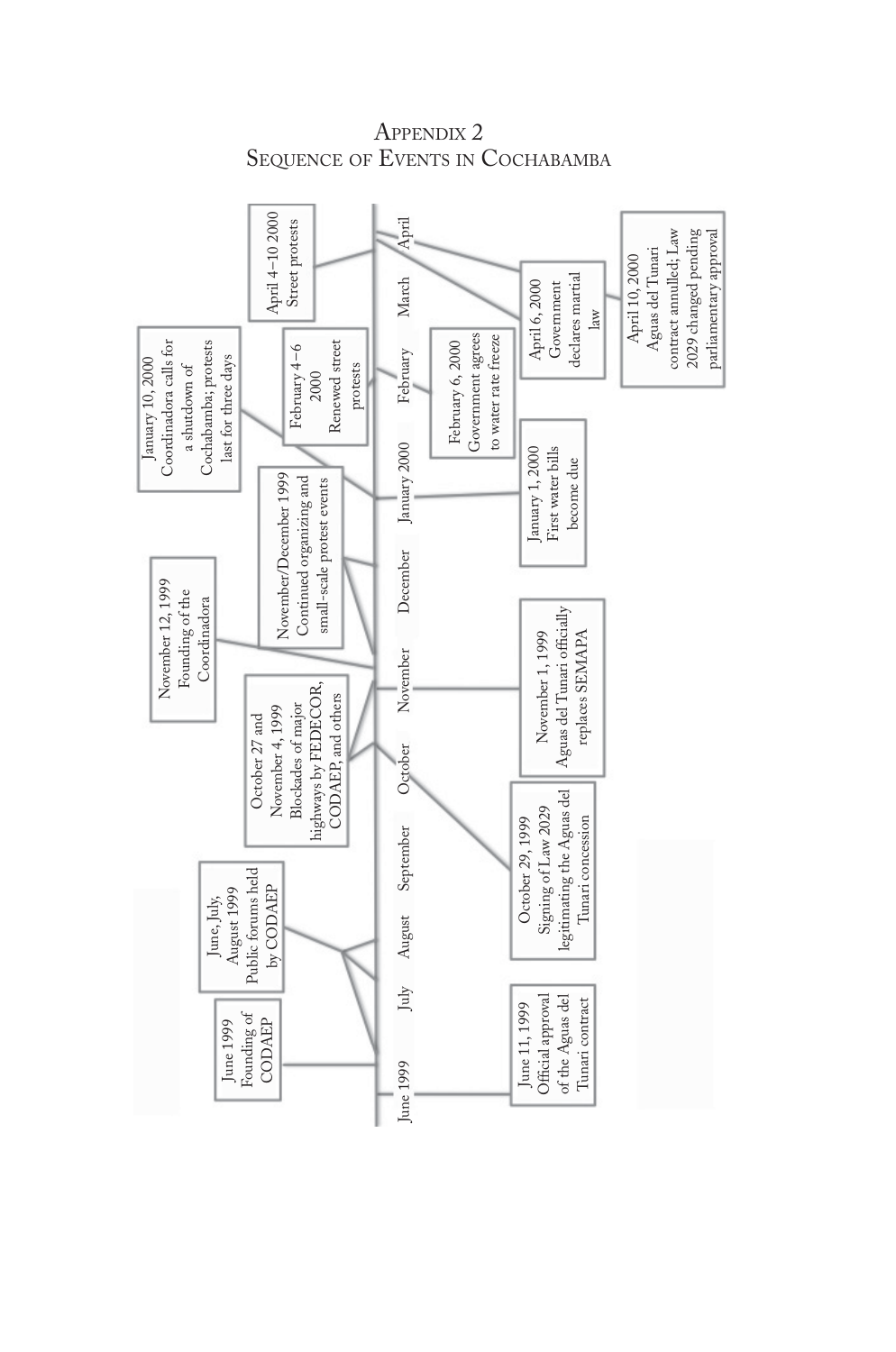# Appendix 2
## Sequence of Events in Cochabamba

**Timeline:** June 1999 – July – August – September – October – November – December – January 2000 – February – March – April

**Events above the timeline:**

- June 1999 — Founding of CODAEP
- June, July, August 1999 — Public forums held by CODAEP
- October 27 and November 4, 1999 — Blockades of major highways by FEDECOR, CODAEP, and others
- November 12, 1999 — Founding of the Coordinadora
- November/December 1999 — Continued organizing and small-scale protest events
- January 10, 2000 — Coordinadora calls for a shutdown of Cochabamba; protests last for three days
- February 4–6 2000 — Renewed street protests
- April 4–10 2000 — Street protests

**Events below the timeline:**

- June 11, 1999 — Official approval of the Aguas del Tunari contract
- October 29, 1999 — Signing of Law 2029 legitimating the Aguas del Tunari concession
- November 1, 1999 — Aguas del Tunari officially replaces SEMAPA
- January 1, 2000 — First water bills become due
- February 6, 2000 — Government agrees to water rate freeze
- April 6, 2000 — Government declares martial law
- April 10, 2000 — Aguas del Tunari contract annulled; Law 2029 changed pending parliamentary approval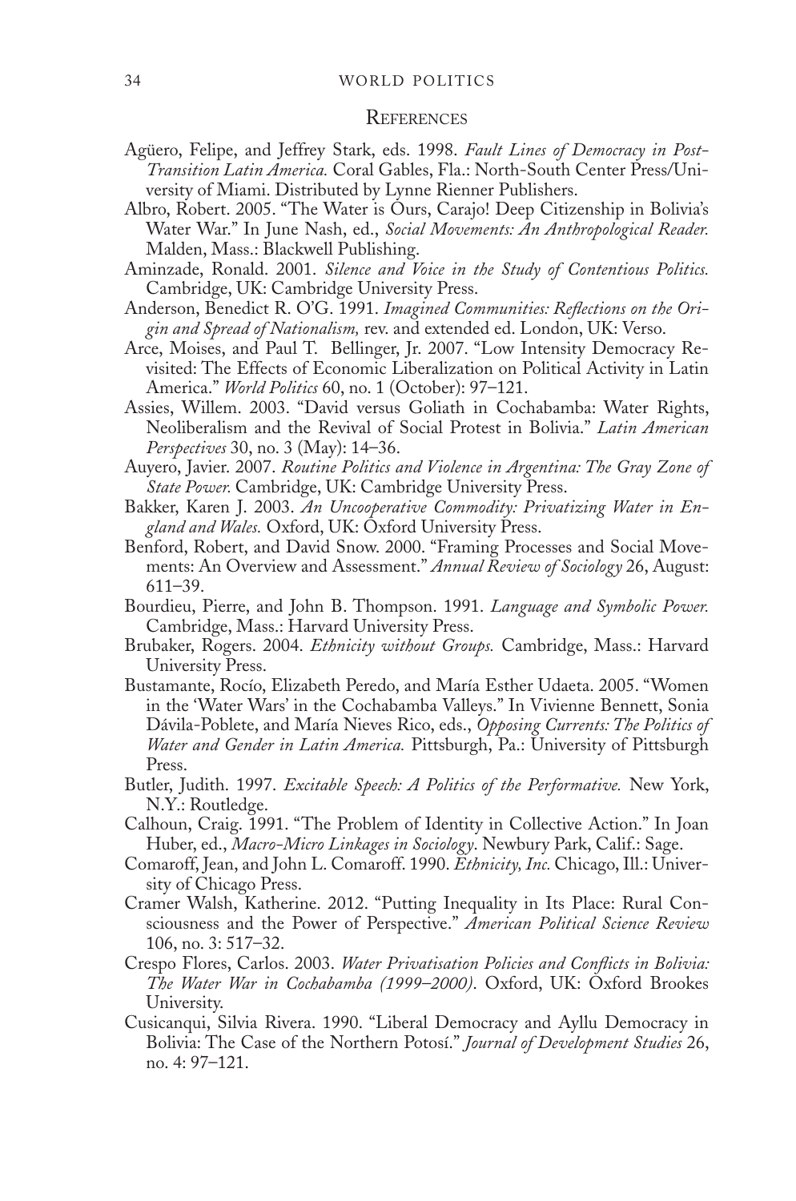## References

Agüero, Felipe, and Jeffrey Stark, eds. 1998. *Fault Lines of Democracy in Post-Transition Latin America.* Coral Gables, Fla.: North-South Center Press/University of Miami. Distributed by Lynne Rienner Publishers.

Albro, Robert. 2005. "The Water is Ours, Carajo! Deep Citizenship in Bolivia's Water War." In June Nash, ed., *Social Movements: An Anthropological Reader.* Malden, Mass.: Blackwell Publishing.

Aminzade, Ronald. 2001. *Silence and Voice in the Study of Contentious Politics.* Cambridge, UK: Cambridge University Press.

Anderson, Benedict R. O'G. 1991. *Imagined Communities: Reflections on the Origin and Spread of Nationalism,* rev. and extended ed. London, UK: Verso.

Arce, Moises, and Paul T. Bellinger, Jr. 2007. "Low Intensity Democracy Revisited: The Effects of Economic Liberalization on Political Activity in Latin America." *World Politics* 60, no. 1 (October): 97–121.

Assies, Willem. 2003. "David versus Goliath in Cochabamba: Water Rights, Neoliberalism and the Revival of Social Protest in Bolivia." *Latin American Perspectives* 30, no. 3 (May): 14–36.

Auyero, Javier. 2007. *Routine Politics and Violence in Argentina: The Gray Zone of State Power.* Cambridge, UK: Cambridge University Press.

Bakker, Karen J. 2003. *An Uncooperative Commodity: Privatizing Water in England and Wales.* Oxford, UK: Oxford University Press.

Benford, Robert, and David Snow. 2000. "Framing Processes and Social Movements: An Overview and Assessment." *Annual Review of Sociology* 26, August: 611–39.

Bourdieu, Pierre, and John B. Thompson. 1991. *Language and Symbolic Power.* Cambridge, Mass.: Harvard University Press.

Brubaker, Rogers. 2004. *Ethnicity without Groups.* Cambridge, Mass.: Harvard University Press.

Bustamante, Rocío, Elizabeth Peredo, and María Esther Udaeta. 2005. "Women in the 'Water Wars' in the Cochabamba Valleys." In Vivienne Bennett, Sonia Dávila-Poblete, and María Nieves Rico, eds., *Opposing Currents: The Politics of Water and Gender in Latin America.* Pittsburgh, Pa.: University of Pittsburgh Press.

Butler, Judith. 1997. *Excitable Speech: A Politics of the Performative.* New York, N.Y.: Routledge.

Calhoun, Craig. 1991. "The Problem of Identity in Collective Action." In Joan Huber, ed., *Macro-Micro Linkages in Sociology*. Newbury Park, Calif.: Sage.

Comaroff, Jean, and John L. Comaroff. 1990. *Ethnicity, Inc.* Chicago, Ill.: University of Chicago Press.

Cramer Walsh, Katherine. 2012. "Putting Inequality in Its Place: Rural Consciousness and the Power of Perspective." *American Political Science Review* 106, no. 3: 517–32.

Crespo Flores, Carlos. 2003. *Water Privatisation Policies and Conflicts in Bolivia: The Water War in Cochabamba (1999–2000).* Oxford, UK: Oxford Brookes University.

Cusicanqui, Silvia Rivera. 1990. "Liberal Democracy and Ayllu Democracy in Bolivia: The Case of the Northern Potosí." *Journal of Development Studies* 26, no. 4: 97–121.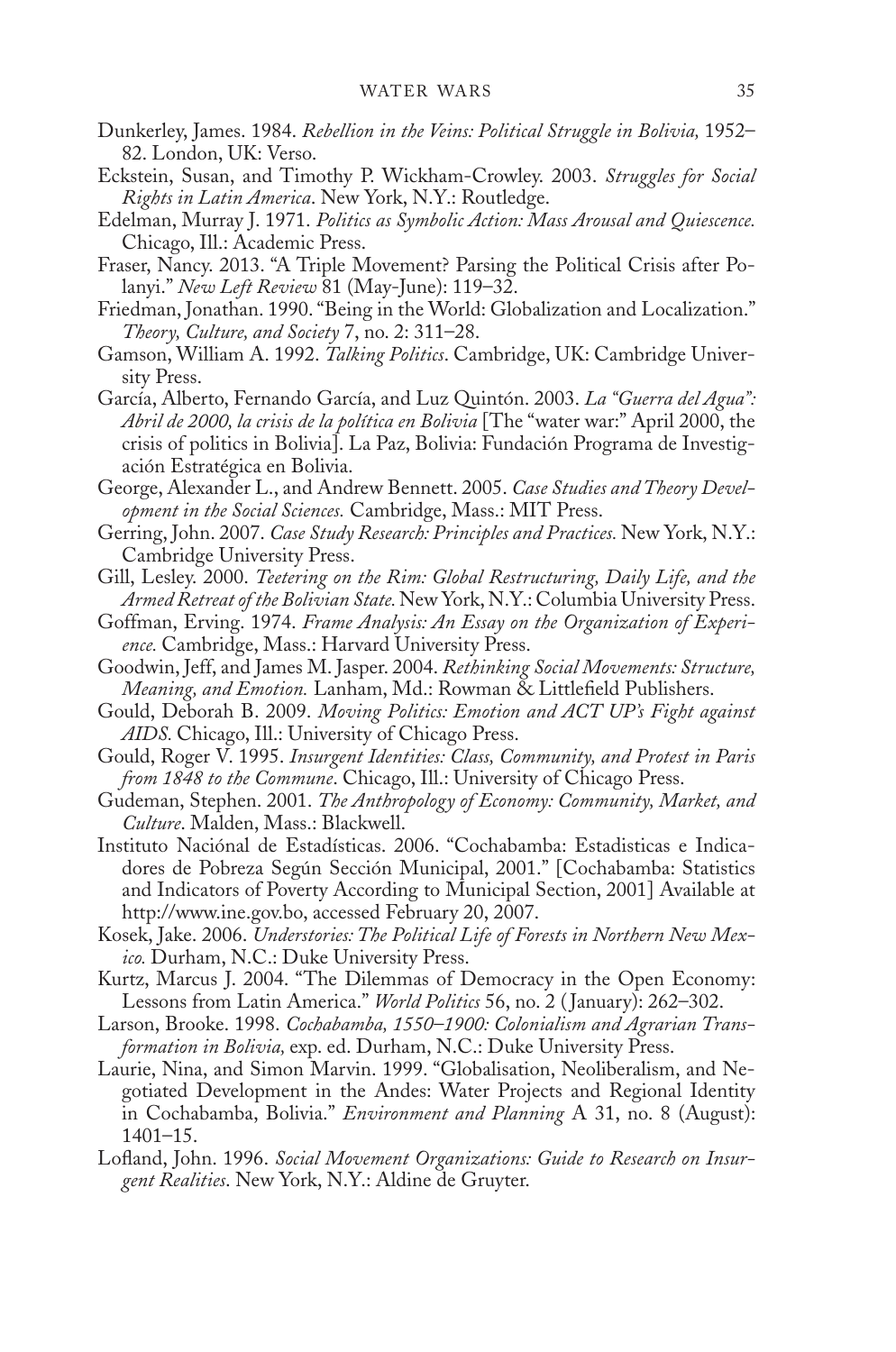Dunkerley, James. 1984. *Rebellion in the Veins: Political Struggle in Bolivia,* 1952–82. London, UK: Verso.

Eckstein, Susan, and Timothy P. Wickham-Crowley. 2003. *Struggles for Social Rights in Latin America*. New York, N.Y.: Routledge.

Edelman, Murray J. 1971. *Politics as Symbolic Action: Mass Arousal and Quiescence.* Chicago, Ill.: Academic Press.

Fraser, Nancy. 2013. "A Triple Movement? Parsing the Political Crisis after Polanyi." *New Left Review* 81 (May-June): 119–32.

Friedman, Jonathan. 1990. "Being in the World: Globalization and Localization." *Theory, Culture, and Society* 7, no. 2: 311–28.

Gamson, William A. 1992. *Talking Politics*. Cambridge, UK: Cambridge University Press.

García, Alberto, Fernando García, and Luz Quintón. 2003. *La "Guerra del Agua": Abril de 2000, la crisis de la política en Bolivia* [The "water war:" April 2000, the crisis of politics in Bolivia]. La Paz, Bolivia: Fundación Programa de Investigación Estratégica en Bolivia.

George, Alexander L., and Andrew Bennett. 2005. *Case Studies and Theory Development in the Social Sciences.* Cambridge, Mass.: MIT Press.

Gerring, John. 2007. *Case Study Research: Principles and Practices.* New York, N.Y.: Cambridge University Press.

Gill, Lesley. 2000. *Teetering on the Rim: Global Restructuring, Daily Life, and the Armed Retreat of the Bolivian State.* New York, N.Y.: Columbia University Press.

Goffman, Erving. 1974. *Frame Analysis: An Essay on the Organization of Experience.* Cambridge, Mass.: Harvard University Press.

Goodwin, Jeff, and James M. Jasper. 2004. *Rethinking Social Movements: Structure, Meaning, and Emotion.* Lanham, Md.: Rowman & Littlefield Publishers.

Gould, Deborah B. 2009. *Moving Politics: Emotion and ACT UP's Fight against AIDS.* Chicago, Ill.: University of Chicago Press.

Gould, Roger V. 1995. *Insurgent Identities: Class, Community, and Protest in Paris from 1848 to the Commune*. Chicago, Ill.: University of Chicago Press.

Gudeman, Stephen. 2001. *The Anthropology of Economy: Community, Market, and Culture*. Malden, Mass.: Blackwell.

Instituto Naciónal de Estadísticas. 2006. "Cochabamba: Estadisticas e Indicadores de Pobreza Según Sección Municipal, 2001." [Cochabamba: Statistics and Indicators of Poverty According to Municipal Section, 2001] Available at http://www.ine.gov.bo, accessed February 20, 2007.

Kosek, Jake. 2006. *Understories: The Political Life of Forests in Northern New Mexico.* Durham, N.C.: Duke University Press.

Kurtz, Marcus J. 2004. "The Dilemmas of Democracy in the Open Economy: Lessons from Latin America." *World Politics* 56, no. 2 (January): 262–302.

Larson, Brooke. 1998. *Cochabamba, 1550–1900: Colonialism and Agrarian Transformation in Bolivia,* exp. ed. Durham, N.C.: Duke University Press.

Laurie, Nina, and Simon Marvin. 1999. "Globalisation, Neoliberalism, and Negotiated Development in the Andes: Water Projects and Regional Identity in Cochabamba, Bolivia." *Environment and Planning* A 31, no. 8 (August): 1401–15.

Lofland, John. 1996. *Social Movement Organizations: Guide to Research on Insurgent Realities*. New York, N.Y.: Aldine de Gruyter.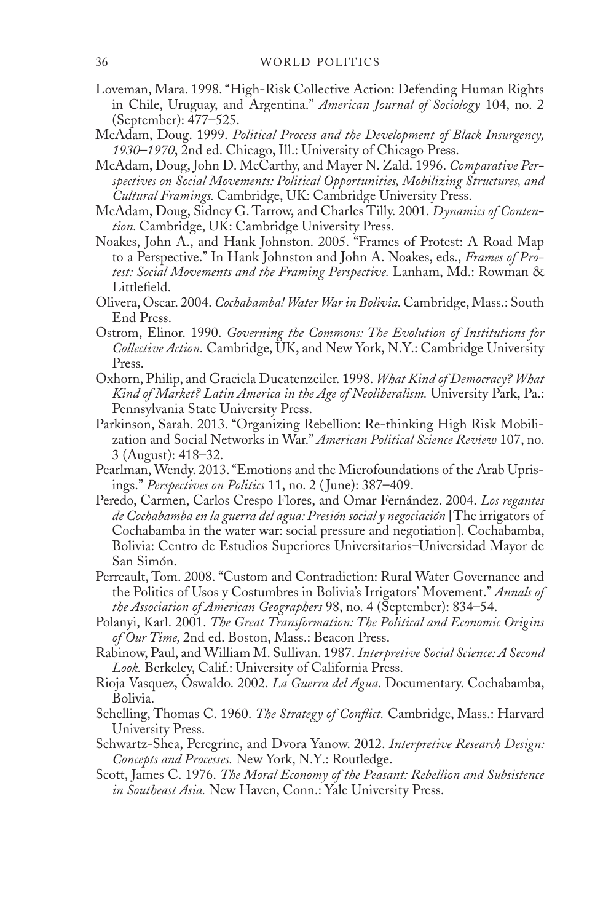Loveman, Mara. 1998. "High-Risk Collective Action: Defending Human Rights in Chile, Uruguay, and Argentina." *American Journal of Sociology* 104, no. 2 (September): 477–525.

McAdam, Doug. 1999. *Political Process and the Development of Black Insurgency, 1930–1970*, 2nd ed. Chicago, Ill.: University of Chicago Press.

McAdam, Doug, John D. McCarthy, and Mayer N. Zald. 1996. *Comparative Perspectives on Social Movements: Political Opportunities, Mobilizing Structures, and Cultural Framings.* Cambridge, UK: Cambridge University Press.

McAdam, Doug, Sidney G. Tarrow, and Charles Tilly. 2001. *Dynamics of Contention.* Cambridge, UK: Cambridge University Press.

Noakes, John A., and Hank Johnston. 2005. "Frames of Protest: A Road Map to a Perspective." In Hank Johnston and John A. Noakes, eds., *Frames of Protest: Social Movements and the Framing Perspective.* Lanham, Md.: Rowman & Littlefield.

Olivera, Oscar. 2004. *Cochabamba! Water War in Bolivia.* Cambridge, Mass.: South End Press.

Ostrom, Elinor. 1990. *Governing the Commons: The Evolution of Institutions for Collective Action.* Cambridge, UK, and New York, N.Y.: Cambridge University Press.

Oxhorn, Philip, and Graciela Ducatenzeiler. 1998. *What Kind of Democracy? What Kind of Market? Latin America in the Age of Neoliberalism.* University Park, Pa.: Pennsylvania State University Press.

Parkinson, Sarah. 2013. "Organizing Rebellion: Re-thinking High Risk Mobilization and Social Networks in War." *American Political Science Review* 107, no. 3 (August): 418–32.

Pearlman, Wendy. 2013. "Emotions and the Microfoundations of the Arab Uprisings." *Perspectives on Politics* 11, no. 2 (June): 387–409.

Peredo, Carmen, Carlos Crespo Flores, and Omar Fernández. 2004. *Los regantes de Cochabamba en la guerra del agua: Presión social y negociación* [The irrigators of Cochabamba in the water war: social pressure and negotiation]. Cochabamba, Bolivia: Centro de Estudios Superiores Universitarios–Universidad Mayor de San Simón.

Perreault, Tom. 2008. "Custom and Contradiction: Rural Water Governance and the Politics of Usos y Costumbres in Bolivia's Irrigators' Movement." *Annals of the Association of American Geographers* 98, no. 4 (September): 834–54.

Polanyi, Karl. 2001. *The Great Transformation: The Political and Economic Origins of Our Time,* 2nd ed. Boston, Mass.: Beacon Press.

Rabinow, Paul, and William M. Sullivan. 1987. *Interpretive Social Science: A Second Look.* Berkeley, Calif.: University of California Press.

Rioja Vasquez, Oswaldo. 2002. *La Guerra del Agua*. Documentary. Cochabamba, Bolivia.

Schelling, Thomas C. 1960. *The Strategy of Conflict.* Cambridge, Mass.: Harvard University Press.

Schwartz-Shea, Peregrine, and Dvora Yanow. 2012. *Interpretive Research Design: Concepts and Processes.* New York, N.Y.: Routledge.

Scott, James C. 1976. *The Moral Economy of the Peasant: Rebellion and Subsistence in Southeast Asia.* New Haven, Conn.: Yale University Press.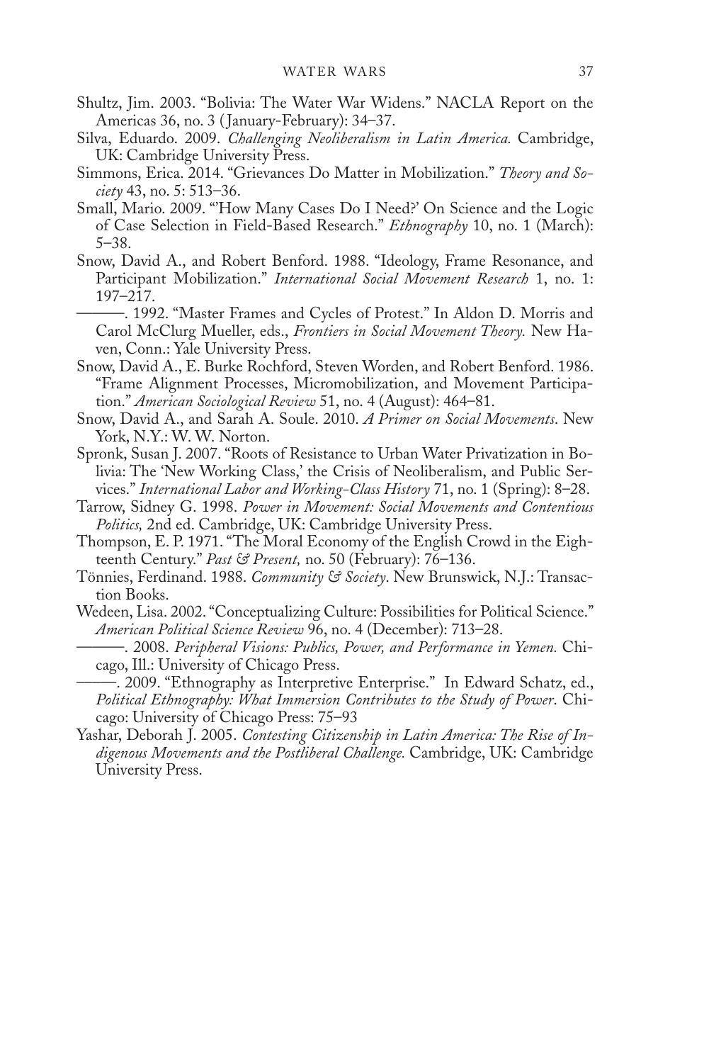Shultz, Jim. 2003. "Bolivia: The Water War Widens." NACLA Report on the Americas 36, no. 3 (January-February): 34–37.

Silva, Eduardo. 2009. *Challenging Neoliberalism in Latin America.* Cambridge, UK: Cambridge University Press.

Simmons, Erica. 2014. "Grievances Do Matter in Mobilization." *Theory and Society* 43, no. 5: 513–36.

Small, Mario. 2009. "'How Many Cases Do I Need?' On Science and the Logic of Case Selection in Field-Based Research." *Ethnography* 10, no. 1 (March): 5–38.

Snow, David A., and Robert Benford. 1988. "Ideology, Frame Resonance, and Participant Mobilization." *International Social Movement Research* 1, no. 1: 197–217.

———. 1992. "Master Frames and Cycles of Protest." In Aldon D. Morris and Carol McClurg Mueller, eds., *Frontiers in Social Movement Theory.* New Haven, Conn.: Yale University Press.

Snow, David A., E. Burke Rochford, Steven Worden, and Robert Benford. 1986. "Frame Alignment Processes, Micromobilization, and Movement Participation." *American Sociological Review* 51, no. 4 (August): 464–81.

Snow, David A., and Sarah A. Soule. 2010. *A Primer on Social Movements*. New York, N.Y.: W. W. Norton.

Spronk, Susan J. 2007. "Roots of Resistance to Urban Water Privatization in Bolivia: The 'New Working Class,' the Crisis of Neoliberalism, and Public Services." *International Labor and Working-Class History* 71, no. 1 (Spring): 8–28.

Tarrow, Sidney G. 1998. *Power in Movement: Social Movements and Contentious Politics,* 2nd ed. Cambridge, UK: Cambridge University Press.

Thompson, E. P. 1971. "The Moral Economy of the English Crowd in the Eighteenth Century." *Past & Present,* no. 50 (February): 76–136.

Tönnies, Ferdinand. 1988. *Community & Society*. New Brunswick, N.J.: Transaction Books.

Wedeen, Lisa. 2002. "Conceptualizing Culture: Possibilities for Political Science." *American Political Science Review* 96, no. 4 (December): 713–28.

———. 2008. *Peripheral Visions: Publics, Power, and Performance in Yemen.* Chicago, Ill.: University of Chicago Press.

———. 2009. "Ethnography as Interpretive Enterprise." In Edward Schatz, ed., *Political Ethnography: What Immersion Contributes to the Study of Power*. Chicago: University of Chicago Press: 75–93

Yashar, Deborah J. 2005. *Contesting Citizenship in Latin America: The Rise of Indigenous Movements and the Postliberal Challenge.* Cambridge, UK: Cambridge University Press.